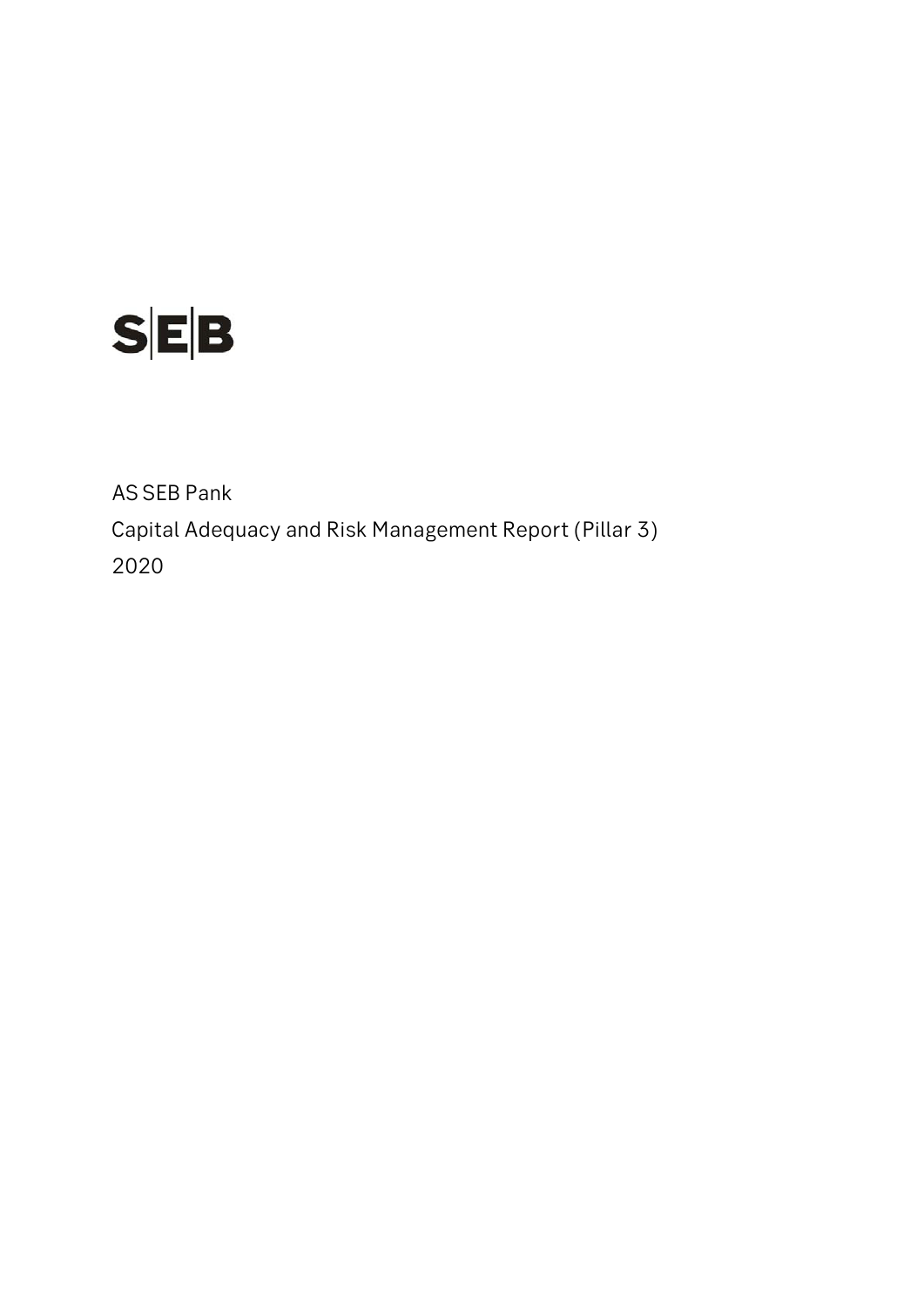SEB

AS SEB Pank

Capital Adequacy and Risk Management Report (Pillar 3)

2020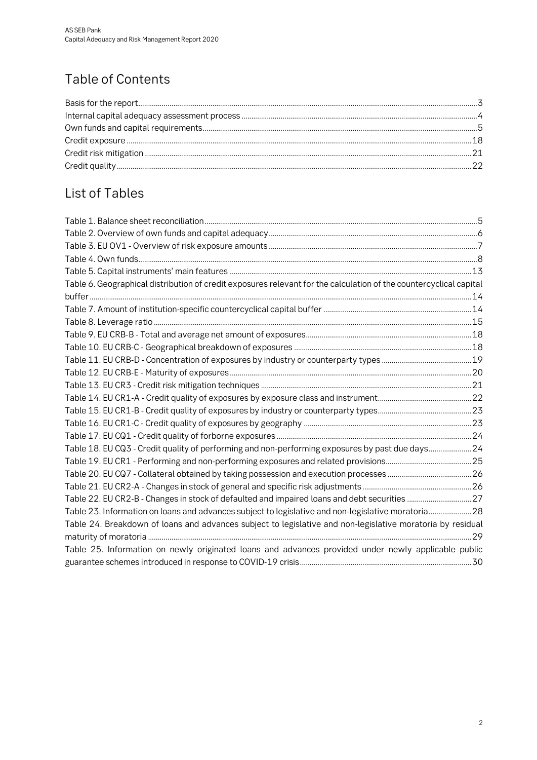# Table of Contents

Basis for the report ..... 3
Internal capital adequacy assessment process ..... 4
Own funds and capital requirements ..... 5
Credit exposure ..... 18
Credit risk mitigation ..... 21
Credit quality ..... 22

# List of Tables

Table 1. Balance sheet reconciliation ..... 5
Table 2. Overview of own funds and capital adequacy ..... 6
Table 3. EU OV1 - Overview of risk exposure amounts ..... 7
Table 4. Own funds ..... 8
Table 5. Capital instruments' main features ..... 13
Table 6. Geographical distribution of credit exposures relevant for the calculation of the countercyclical capital buffer ..... 14
Table 7. Amount of institution-specific countercyclical capital buffer ..... 14
Table 8. Leverage ratio ..... 15
Table 9. EU CRB-B - Total and average net amount of exposures ..... 18
Table 10. EU CRB-C - Geographical breakdown of exposures ..... 18
Table 11. EU CRB-D - Concentration of exposures by industry or counterparty types ..... 19
Table 12. EU CRB-E - Maturity of exposures ..... 20
Table 13. EU CR3 - Credit risk mitigation techniques ..... 21
Table 14. EU CR1-A - Credit quality of exposures by exposure class and instrument ..... 22
Table 15. EU CR1-B - Credit quality of exposures by industry or counterparty types ..... 23
Table 16. EU CR1-C - Credit quality of exposures by geography ..... 23
Table 17. EU CQ1 - Credit quality of forborne exposures ..... 24
Table 18. EU CQ3 - Credit quality of performing and non-performing exposures by past due days ..... 24
Table 19. EU CR1 - Performing and non-performing exposures and related provisions ..... 25
Table 20. EU CQ7 - Collateral obtained by taking possession and execution processes ..... 26
Table 21. EU CR2-A - Changes in stock of general and specific risk adjustments ..... 26
Table 22. EU CR2-B - Changes in stock of defaulted and impaired loans and debt securities ..... 27
Table 23. Information on loans and advances subject to legislative and non-legislative moratoria ..... 28
Table 24. Breakdown of loans and advances subject to legislative and non-legislative moratoria by residual maturity of moratoria ..... 29
Table 25. Information on newly originated loans and advances provided under newly applicable public guarantee schemes introduced in response to COVID-19 crisis ..... 30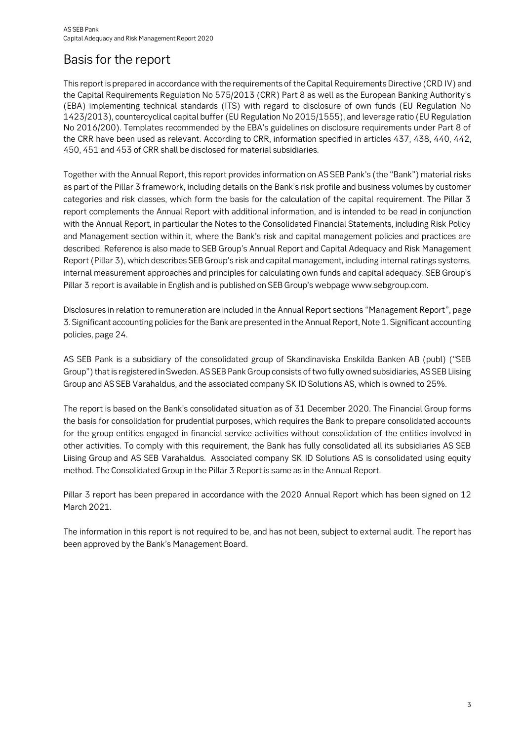# Basis for the report

This report is prepared in accordance with the requirements of the Capital Requirements Directive (CRD IV) and the Capital Requirements Regulation No 575/2013 (CRR) Part 8 as well as the European Banking Authority's (EBA) implementing technical standards (ITS) with regard to disclosure of own funds (EU Regulation No 1423/2013), countercyclical capital buffer (EU Regulation No 2015/1555), and leverage ratio (EU Regulation No 2016/200). Templates recommended by the EBA's guidelines on disclosure requirements under Part 8 of the CRR have been used as relevant. According to CRR, information specified in articles 437, 438, 440, 442, 450, 451 and 453 of CRR shall be disclosed for material subsidiaries.

Together with the Annual Report, this report provides information on AS SEB Pank's (the "Bank") material risks as part of the Pillar 3 framework, including details on the Bank's risk profile and business volumes by customer categories and risk classes, which form the basis for the calculation of the capital requirement. The Pillar 3 report complements the Annual Report with additional information, and is intended to be read in conjunction with the Annual Report, in particular the Notes to the Consolidated Financial Statements, including Risk Policy and Management section within it, where the Bank's risk and capital management policies and practices are described. Reference is also made to SEB Group's Annual Report and Capital Adequacy and Risk Management Report (Pillar 3), which describes SEB Group's risk and capital management, including internal ratings systems, internal measurement approaches and principles for calculating own funds and capital adequacy. SEB Group's Pillar 3 report is available in English and is published on SEB Group's webpage www.sebgroup.com.

Disclosures in relation to remuneration are included in the Annual Report sections "Management Report", page 3. Significant accounting policies for the Bank are presented in the Annual Report, Note 1. Significant accounting policies, page 24.

AS SEB Pank is a subsidiary of the consolidated group of Skandinaviska Enskilda Banken AB (publ) ("SEB Group") that is registered in Sweden. AS SEB Pank Group consists of two fully owned subsidiaries, AS SEB Liising Group and AS SEB Varahaldus, and the associated company SK ID Solutions AS, which is owned to 25%.

The report is based on the Bank's consolidated situation as of 31 December 2020. The Financial Group forms the basis for consolidation for prudential purposes, which requires the Bank to prepare consolidated accounts for the group entities engaged in financial service activities without consolidation of the entities involved in other activities. To comply with this requirement, the Bank has fully consolidated all its subsidiaries AS SEB Liising Group and AS SEB Varahaldus. Associated company SK ID Solutions AS is consolidated using equity method. The Consolidated Group in the Pillar 3 Report is same as in the Annual Report.

Pillar 3 report has been prepared in accordance with the 2020 Annual Report which has been signed on 12 March 2021.

The information in this report is not required to be, and has not been, subject to external audit. The report has been approved by the Bank's Management Board.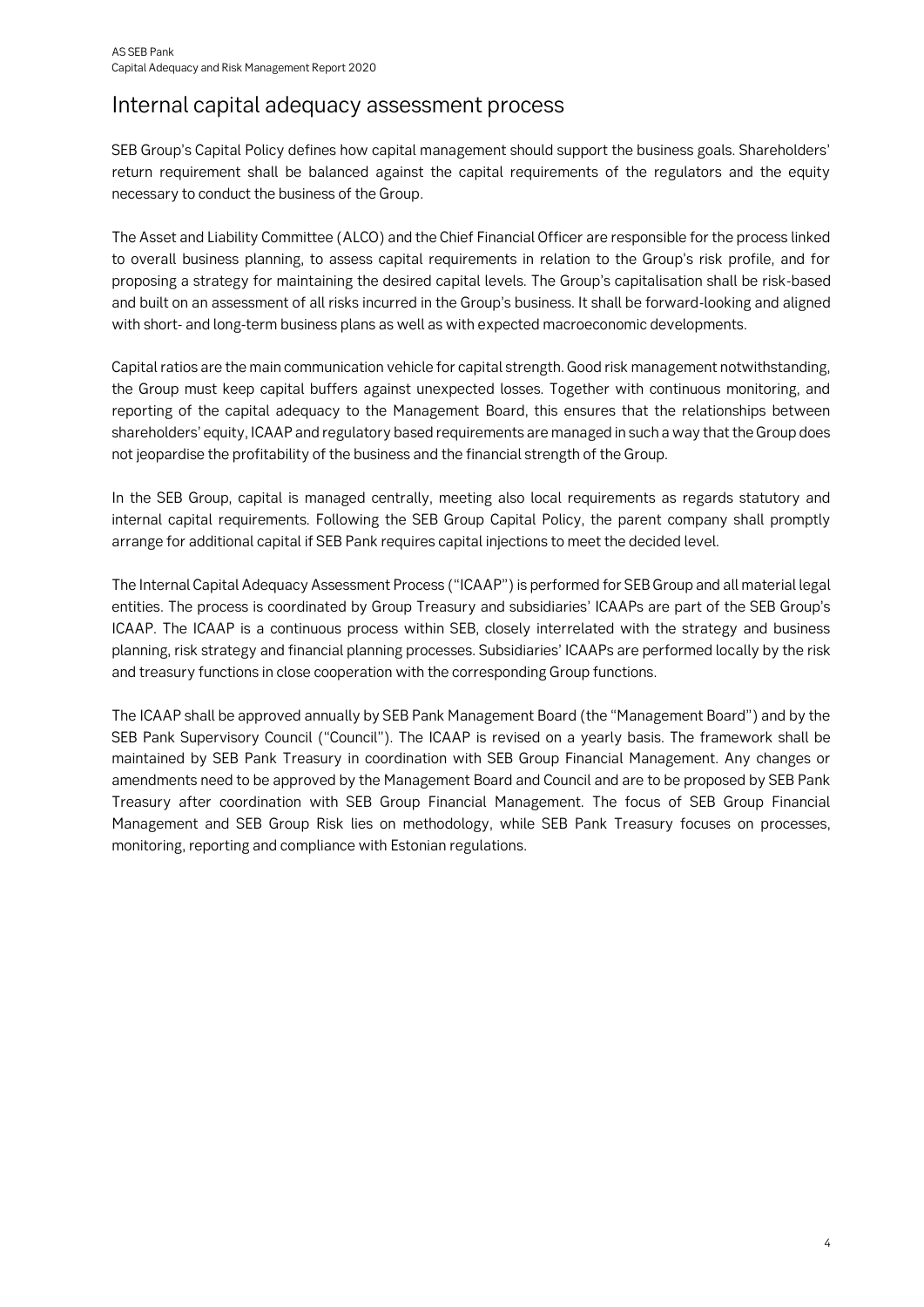# Internal capital adequacy assessment process

SEB Group's Capital Policy defines how capital management should support the business goals. Shareholders' return requirement shall be balanced against the capital requirements of the regulators and the equity necessary to conduct the business of the Group.

The Asset and Liability Committee (ALCO) and the Chief Financial Officer are responsible for the process linked to overall business planning, to assess capital requirements in relation to the Group's risk profile, and for proposing a strategy for maintaining the desired capital levels. The Group's capitalisation shall be risk-based and built on an assessment of all risks incurred in the Group's business. It shall be forward-looking and aligned with short- and long-term business plans as well as with expected macroeconomic developments.

Capital ratios are the main communication vehicle for capital strength. Good risk management notwithstanding, the Group must keep capital buffers against unexpected losses. Together with continuous monitoring, and reporting of the capital adequacy to the Management Board, this ensures that the relationships between shareholders' equity, ICAAP and regulatory based requirements are managed in such a way that the Group does not jeopardise the profitability of the business and the financial strength of the Group.

In the SEB Group, capital is managed centrally, meeting also local requirements as regards statutory and internal capital requirements. Following the SEB Group Capital Policy, the parent company shall promptly arrange for additional capital if SEB Pank requires capital injections to meet the decided level.

The Internal Capital Adequacy Assessment Process ("ICAAP") is performed for SEB Group and all material legal entities. The process is coordinated by Group Treasury and subsidiaries' ICAAPs are part of the SEB Group's ICAAP. The ICAAP is a continuous process within SEB, closely interrelated with the strategy and business planning, risk strategy and financial planning processes. Subsidiaries' ICAAPs are performed locally by the risk and treasury functions in close cooperation with the corresponding Group functions.

The ICAAP shall be approved annually by SEB Pank Management Board (the "Management Board") and by the SEB Pank Supervisory Council ("Council"). The ICAAP is revised on a yearly basis. The framework shall be maintained by SEB Pank Treasury in coordination with SEB Group Financial Management. Any changes or amendments need to be approved by the Management Board and Council and are to be proposed by SEB Pank Treasury after coordination with SEB Group Financial Management. The focus of SEB Group Financial Management and SEB Group Risk lies on methodology, while SEB Pank Treasury focuses on processes, monitoring, reporting and compliance with Estonian regulations.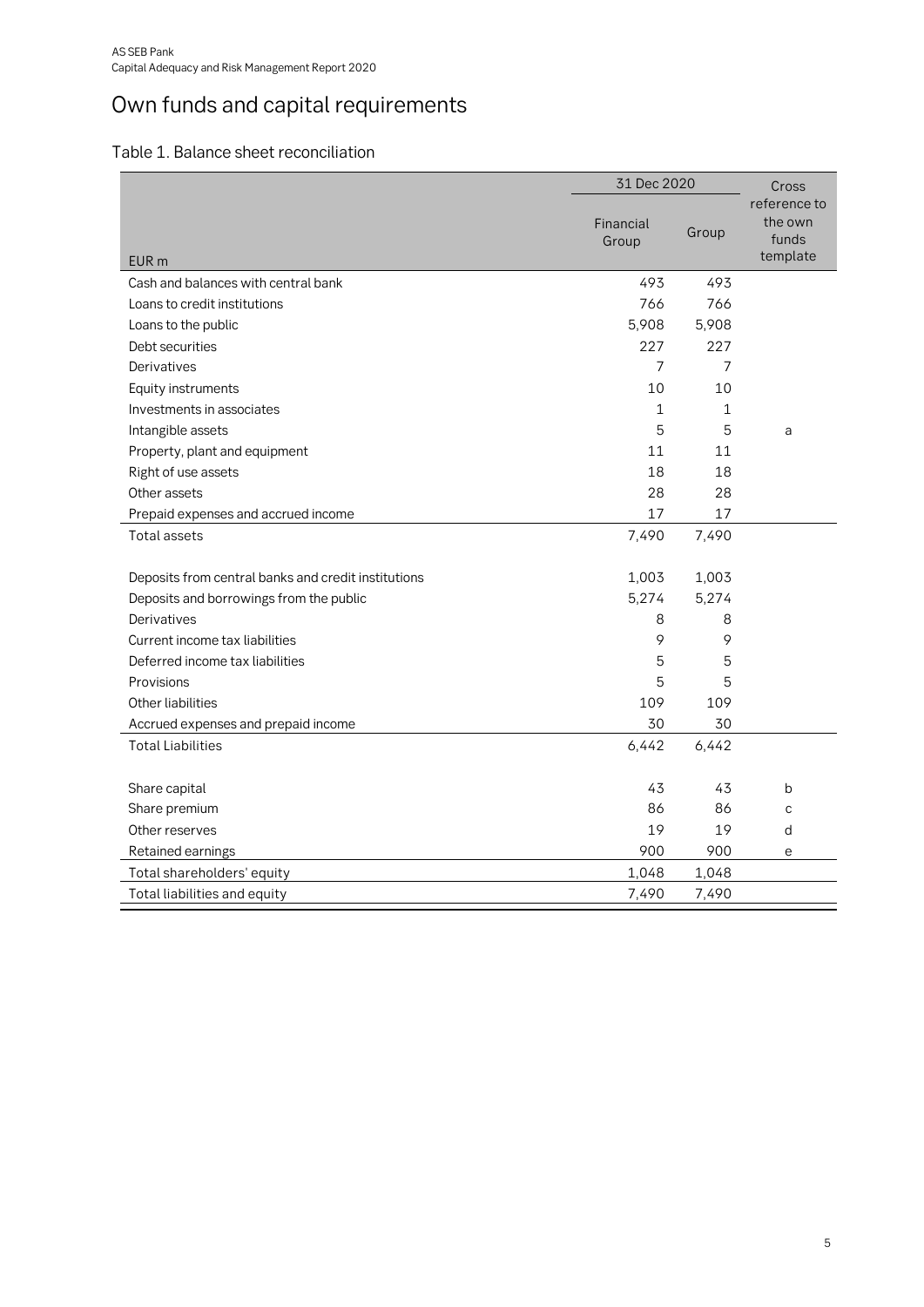# Own funds and capital requirements

## Table 1. Balance sheet reconciliation

| | 31 Dec 2020 | | Cross reference to the own funds template |
|---|---|---|---|
| EUR m | Financial Group | Group | |
| Cash and balances with central bank | 493 | 493 | |
| Loans to credit institutions | 766 | 766 | |
| Loans to the public | 5,908 | 5,908 | |
| Debt securities | 227 | 227 | |
| Derivatives | 7 | 7 | |
| Equity instruments | 10 | 10 | |
| Investments in associates | 1 | 1 | |
| Intangible assets | 5 | 5 | a |
| Property, plant and equipment | 11 | 11 | |
| Right of use assets | 18 | 18 | |
| Other assets | 28 | 28 | |
| Prepaid expenses and accrued income | 17 | 17 | |
| Total assets | 7,490 | 7,490 | |
| | | | |
| Deposits from central banks and credit institutions | 1,003 | 1,003 | |
| Deposits and borrowings from the public | 5,274 | 5,274 | |
| Derivatives | 8 | 8 | |
| Current income tax liabilities | 9 | 9 | |
| Deferred income tax liabilities | 5 | 5 | |
| Provisions | 5 | 5 | |
| Other liabilities | 109 | 109 | |
| Accrued expenses and prepaid income | 30 | 30 | |
| Total Liabilities | 6,442 | 6,442 | |
| | | | |
| Share capital | 43 | 43 | b |
| Share premium | 86 | 86 | c |
| Other reserves | 19 | 19 | d |
| Retained earnings | 900 | 900 | e |
| Total shareholders' equity | 1,048 | 1,048 | |
| Total liabilities and equity | 7,490 | 7,490 | |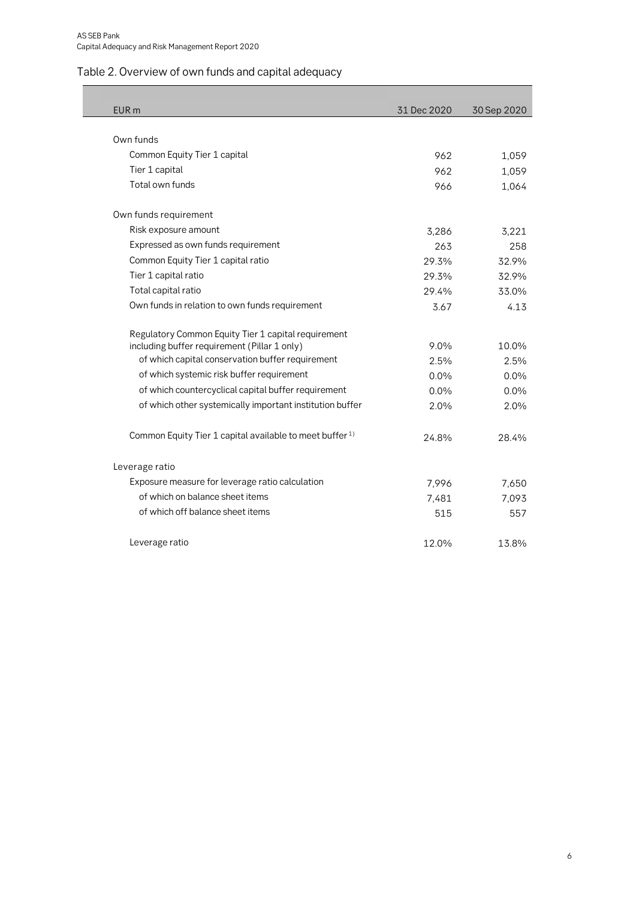## Table 2. Overview of own funds and capital adequacy

| EUR m | 31 Dec 2020 | 30 Sep 2020 |
|---|---|---|
| Own funds | | |
| Common Equity Tier 1 capital | 962 | 1,059 |
| Tier 1 capital | 962 | 1,059 |
| Total own funds | 966 | 1,064 |
| Own funds requirement | | |
| Risk exposure amount | 3,286 | 3,221 |
| Expressed as own funds requirement | 263 | 258 |
| Common Equity Tier 1 capital ratio | 29.3% | 32.9% |
| Tier 1 capital ratio | 29.3% | 32.9% |
| Total capital ratio | 29.4% | 33.0% |
| Own funds in relation to own funds requirement | 3.67 | 4.13 |
| Regulatory Common Equity Tier 1 capital requirement including buffer requirement (Pillar 1 only) | 9.0% | 10.0% |
| of which capital conservation buffer requirement | 2.5% | 2.5% |
| of which systemic risk buffer requirement | 0.0% | 0.0% |
| of which countercyclical capital buffer requirement | 0.0% | 0.0% |
| of which other systemically important institution buffer | 2.0% | 2.0% |
| Common Equity Tier 1 capital available to meet buffer [1] | 24.8% | 28.4% |
| Leverage ratio | | |
| Exposure measure for leverage ratio calculation | 7,996 | 7,650 |
| of which on balance sheet items | 7,481 | 7,093 |
| of which off balance sheet items | 515 | 557 |
| Leverage ratio | 12.0% | 13.8% |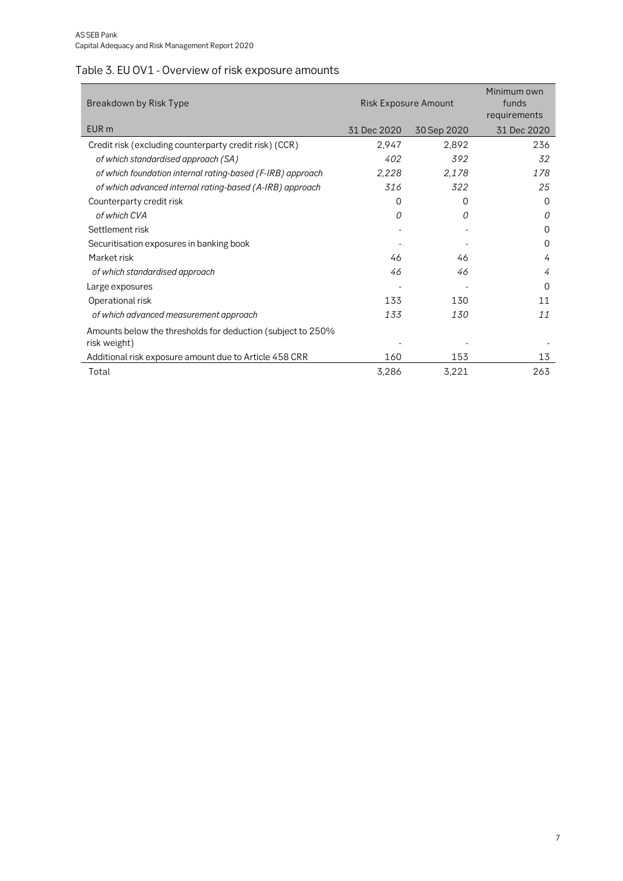## Table 3. EU OV1 - Overview of risk exposure amounts

| Breakdown by Risk Type | Risk Exposure Amount | | Minimum own funds requirements |
|---|---|---|---|
| EUR m | 31 Dec 2020 | 30 Sep 2020 | 31 Dec 2020 |
| Credit risk (excluding counterparty credit risk) (CCR) | 2,947 | 2,892 | 236 |
| *of which standardised approach (SA)* | *402* | *392* | *32* |
| *of which foundation internal rating-based (F-IRB) approach* | *2,228* | *2,178* | *178* |
| *of which advanced internal rating-based (A-IRB) approach* | *316* | *322* | *25* |
| Counterparty credit risk | 0 | 0 | 0 |
| *of which CVA* | *0* | *0* | *0* |
| Settlement risk | - | - | 0 |
| Securitisation exposures in banking book | - | - | 0 |
| Market risk | 46 | 46 | 4 |
| *of which standardised approach* | *46* | *46* | *4* |
| Large exposures | - | - | 0 |
| Operational risk | 133 | 130 | 11 |
| *of which advanced measurement approach* | *133* | *130* | *11* |
| Amounts below the thresholds for deduction (subject to 250% risk weight) | - | - | - |
| Additional risk exposure amount due to Article 458 CRR | 160 | 153 | 13 |
| Total | 3,286 | 3,221 | 263 |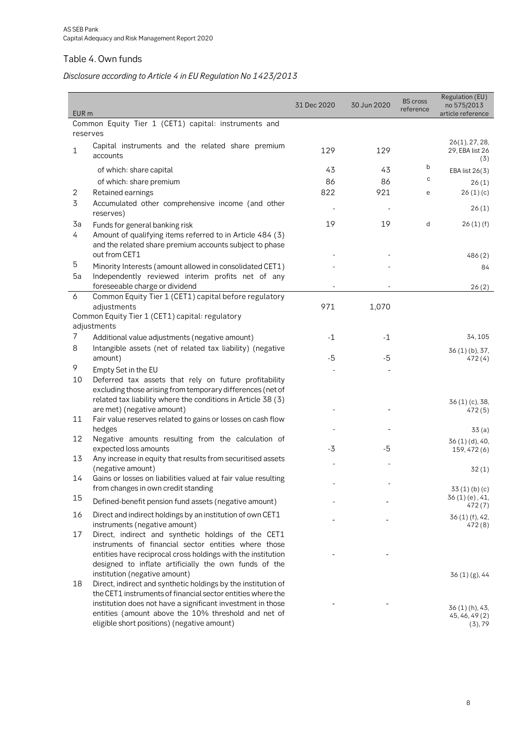## Table 4. Own funds

*Disclosure according to Article 4 in EU Regulation No 1423/2013*

| EUR m | | 31 Dec 2020 | 30 Jun 2020 | BS cross reference | Regulation (EU) no 575/2013 article reference |
|---|---|---|---|---|---|
| | Common Equity Tier 1 (CET1) capital: instruments and reserves | | | | |
| 1 | Capital instruments and the related share premium accounts | 129 | 129 | | 26(1), 27, 28, 29, EBA list 26 (3) |
| | of which: share capital | 43 | 43 | b | EBA list 26(3) |
| | of which: share premium | 86 | 86 | c | 26 (1) |
| 2 | Retained earnings | 822 | 921 | e | 26 (1) (c) |
| 3 | Accumulated other comprehensive income (and other reserves) | - | - | | 26 (1) |
| 3a | Funds for general banking risk | 19 | 19 | d | 26 (1) (f) |
| 4 | Amount of qualifying items referred to in Article 484 (3) and the related share premium accounts subject to phase out from CET1 | - | - | | 486 (2) |
| 5 | Minority Interests (amount allowed in consolidated CET1) | - | - | | 84 |
| 5a | Independently reviewed interim profits net of any foreseeable charge or dividend | - | - | | 26 (2) |
| 6 | Common Equity Tier 1 (CET1) capital before regulatory adjustments | 971 | 1,070 | | |
| | Common Equity Tier 1 (CET1) capital: regulatory adjustments | | | | |
| 7 | Additional value adjustments (negative amount) | -1 | -1 | | 34, 105 |
| 8 | Intangible assets (net of related tax liability) (negative amount) | -5 | -5 | | 36 (1) (b), 37, 472 (4) |
| 9 | Empty Set in the EU | - | - | | |
| 10 | Deferred tax assets that rely on future profitability excluding those arising from temporary differences (net of related tax liability where the conditions in Article 38 (3) are met) (negative amount) | - | - | | 36 (1) (c), 38, 472 (5) |
| 11 | Fair value reserves related to gains or losses on cash flow hedges | - | - | | 33 (a) |
| 12 | Negative amounts resulting from the calculation of expected loss amounts | -3 | -5 | | 36 (1) (d), 40, 159, 472 (6) |
| 13 | Any increase in equity that results from securitised assets (negative amount) | - | - | | 32 (1) |
| 14 | Gains or losses on liabilities valued at fair value resulting from changes in own credit standing | - | - | | 33 (1) (b) (c) |
| 15 | Defined-benefit pension fund assets (negative amount) | - | - | | 36 (1) (e) , 41, 472 (7) |
| 16 | Direct and indirect holdings by an institution of own CET1 instruments (negative amount) | - | - | | 36 (1) (f), 42, 472 (8) |
| 17 | Direct, indirect and synthetic holdings of the CET1 instruments of financial sector entities where those entities have reciprocal cross holdings with the institution designed to inflate artificially the own funds of the institution (negative amount) | - | - | | 36 (1) (g), 44 |
| 18 | Direct, indirect and synthetic holdings by the institution of the CET1 instruments of financial sector entities where the institution does not have a significant investment in those entities (amount above the 10% threshold and net of eligible short positions) (negative amount) | - | - | | 36 (1) (h), 43, 45, 46, 49 (2) (3), 79 |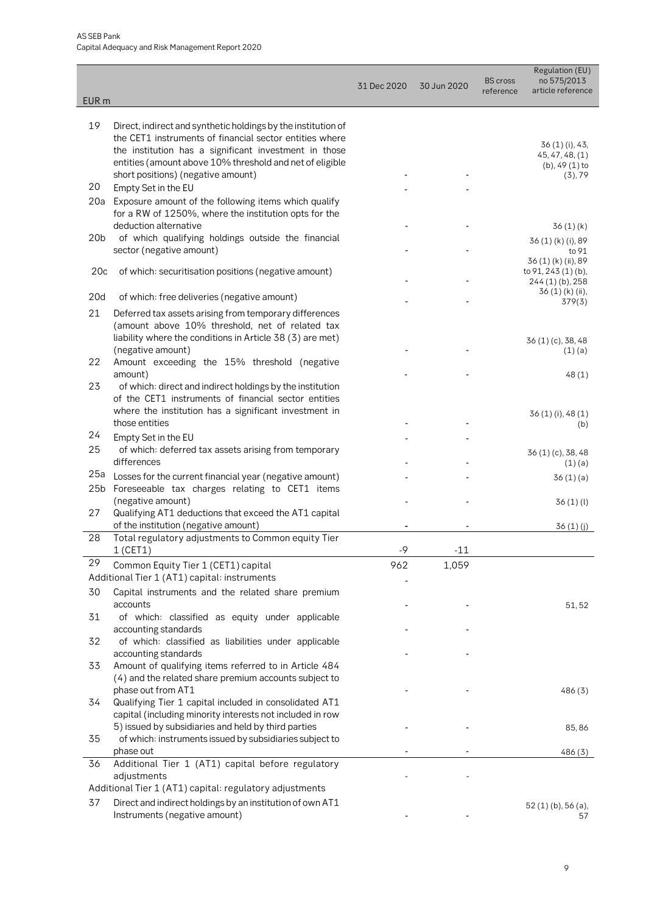| EUR m | | 31 Dec 2020 | 30 Jun 2020 | BS cross reference | Regulation (EU) no 575/2013 article reference |
|---|---|---|---|---|---|
| 19 | Direct, indirect and synthetic holdings by the institution of the CET1 instruments of financial sector entities where the institution has a significant investment in those entities (amount above 10% threshold and net of eligible short positions) (negative amount) | - | - | | 36 (1) (i), 43, 45, 47, 48, (1) (b), 49 (1) to (3), 79 |
| 20 | Empty Set in the EU | - | - | | |
| 20a | Exposure amount of the following items which qualify for a RW of 1250%, where the institution opts for the deduction alternative | - | - | | 36 (1) (k) |
| 20b | of which qualifying holdings outside the financial sector (negative amount) | - | - | | 36 (1) (k) (i), 89 to 91 |
| 20c | of which: securitisation positions (negative amount) | - | - | | 36 (1) (k) (ii), 89 to 91, 243 (1) (b), 244 (1) (b), 258 |
| 20d | of which: free deliveries (negative amount) | - | - | | 36 (1) (k) (ii), 379(3) |
| 21 | Deferred tax assets arising from temporary differences (amount above 10% threshold, net of related tax liability where the conditions in Article 38 (3) are met) (negative amount) | - | - | | 36 (1) (c), 38, 48 (1) (a) |
| 22 | Amount exceeding the 15% threshold (negative amount) | - | - | | 48 (1) |
| 23 | of which: direct and indirect holdings by the institution of the CET1 instruments of financial sector entities where the institution has a significant investment in those entities | - | - | | 36 (1) (i), 48 (1) (b) |
| 24 | Empty Set in the EU | - | - | | |
| 25 | of which: deferred tax assets arising from temporary differences | - | - | | 36 (1) (c), 38, 48 (1) (a) |
| 25a | Losses for the current financial year (negative amount) | - | - | | 36 (1) (a) |
| 25b | Foreseeable tax charges relating to CET1 items (negative amount) | - | - | | 36 (1) (l) |
| 27 | Qualifying AT1 deductions that exceed the AT1 capital of the institution (negative amount) | - | - | | 36 (1) (j) |
| 28 | Total regulatory adjustments to Common equity Tier 1 (CET1) | -9 | -11 | | |
| 29 | Common Equity Tier 1 (CET1) capital | 962 | 1,059 | | |
| | Additional Tier 1 (AT1) capital: instruments | - | | | |
| 30 | Capital instruments and the related share premium accounts | - | - | | 51, 52 |
| 31 | of which: classified as equity under applicable accounting standards | - | - | | |
| 32 | of which: classified as liabilities under applicable accounting standards | - | - | | |
| 33 | Amount of qualifying items referred to in Article 484 (4) and the related share premium accounts subject to phase out from AT1 | - | - | | 486 (3) |
| 34 | Qualifying Tier 1 capital included in consolidated AT1 capital (including minority interests not included in row 5) issued by subsidiaries and held by third parties | - | - | | 85, 86 |
| 35 | of which: instruments issued by subsidiaries subject to phase out | - | - | | 486 (3) |
| 36 | Additional Tier 1 (AT1) capital before regulatory adjustments | - | - | | |
| | Additional Tier 1 (AT1) capital: regulatory adjustments | | | | |
| 37 | Direct and indirect holdings by an institution of own AT1 Instruments (negative amount) | - | - | | 52 (1) (b), 56 (a), 57 |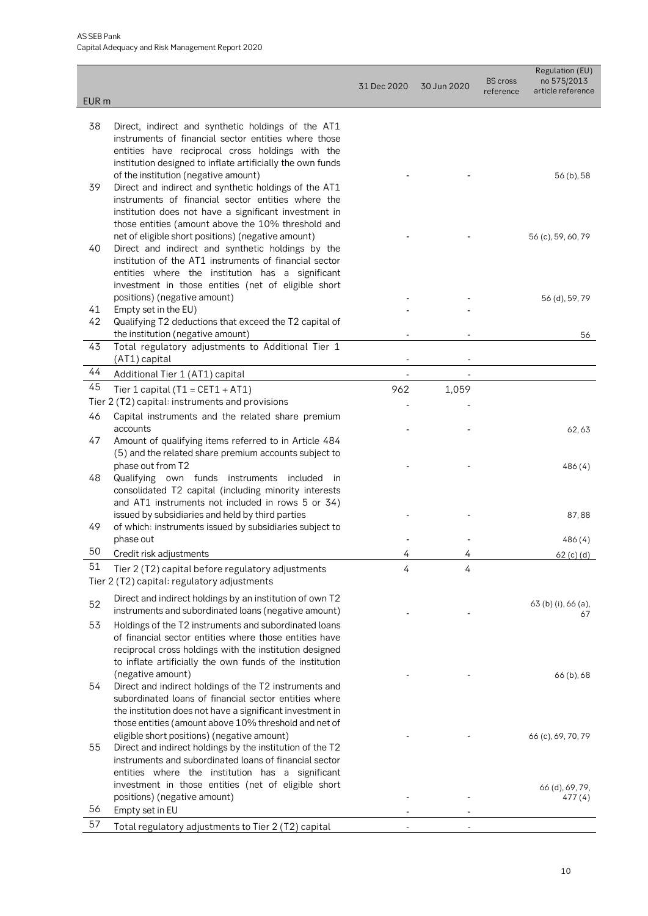| EUR m | | 31 Dec 2020 | 30 Jun 2020 | BS cross reference | Regulation (EU) no 575/2013 article reference |
|---|---|---|---|---|---|
| 38 | Direct, indirect and synthetic holdings of the AT1 instruments of financial sector entities where those entities have reciprocal cross holdings with the institution designed to inflate artificially the own funds of the institution (negative amount) | - | - | | 56 (b), 58 |
| 39 | Direct and indirect and synthetic holdings of the AT1 instruments of financial sector entities where the institution does not have a significant investment in those entities (amount above the 10% threshold and net of eligible short positions) (negative amount) | - | - | | 56 (c), 59, 60, 79 |
| 40 | Direct and indirect and synthetic holdings by the institution of the AT1 instruments of financial sector entities where the institution has a significant investment in those entities (net of eligible short positions) (negative amount) | - | - | | 56 (d), 59, 79 |
| 41 | Empty set in the EU) | - | - | | |
| 42 | Qualifying T2 deductions that exceed the T2 capital of the institution (negative amount) | - | - | | 56 |
| 43 | Total regulatory adjustments to Additional Tier 1 (AT1) capital | - | - | | |
| 44 | Additional Tier 1 (AT1) capital | - | - | | |
| 45 | Tier 1 capital (T1 = CET1 + AT1) | 962 | 1,059 | | |
| | Tier 2 (T2) capital: instruments and provisions | - | - | | |
| 46 | Capital instruments and the related share premium accounts | - | - | | 62, 63 |
| 47 | Amount of qualifying items referred to in Article 484 (5) and the related share premium accounts subject to phase out from T2 | - | - | | 486 (4) |
| 48 | Qualifying own funds instruments included in consolidated T2 capital (including minority interests and AT1 instruments not included in rows 5 or 34) issued by subsidiaries and held by third parties | - | - | | 87, 88 |
| 49 | of which: instruments issued by subsidiaries subject to phase out | - | - | | 486 (4) |
| 50 | Credit risk adjustments | 4 | 4 | | 62 (c) (d) |
| 51 | Tier 2 (T2) capital before regulatory adjustments | 4 | 4 | | |
| | Tier 2 (T2) capital: regulatory adjustments | | | | |
| 52 | Direct and indirect holdings by an institution of own T2 instruments and subordinated loans (negative amount) | - | - | | 63 (b) (i), 66 (a), 67 |
| 53 | Holdings of the T2 instruments and subordinated loans of financial sector entities where those entities have reciprocal cross holdings with the institution designed to inflate artificially the own funds of the institution (negative amount) | - | - | | 66 (b), 68 |
| 54 | Direct and indirect holdings of the T2 instruments and subordinated loans of financial sector entities where the institution does not have a significant investment in those entities (amount above 10% threshold and net of eligible short positions) (negative amount) | - | - | | 66 (c), 69, 70, 79 |
| 55 | Direct and indirect holdings by the institution of the T2 instruments and subordinated loans of financial sector entities where the institution has a significant investment in those entities (net of eligible short positions) (negative amount) | - | - | | 66 (d), 69, 79, 477 (4) |
| 56 | Empty set in EU | - | - | | |
| 57 | Total regulatory adjustments to Tier 2 (T2) capital | - | - | | |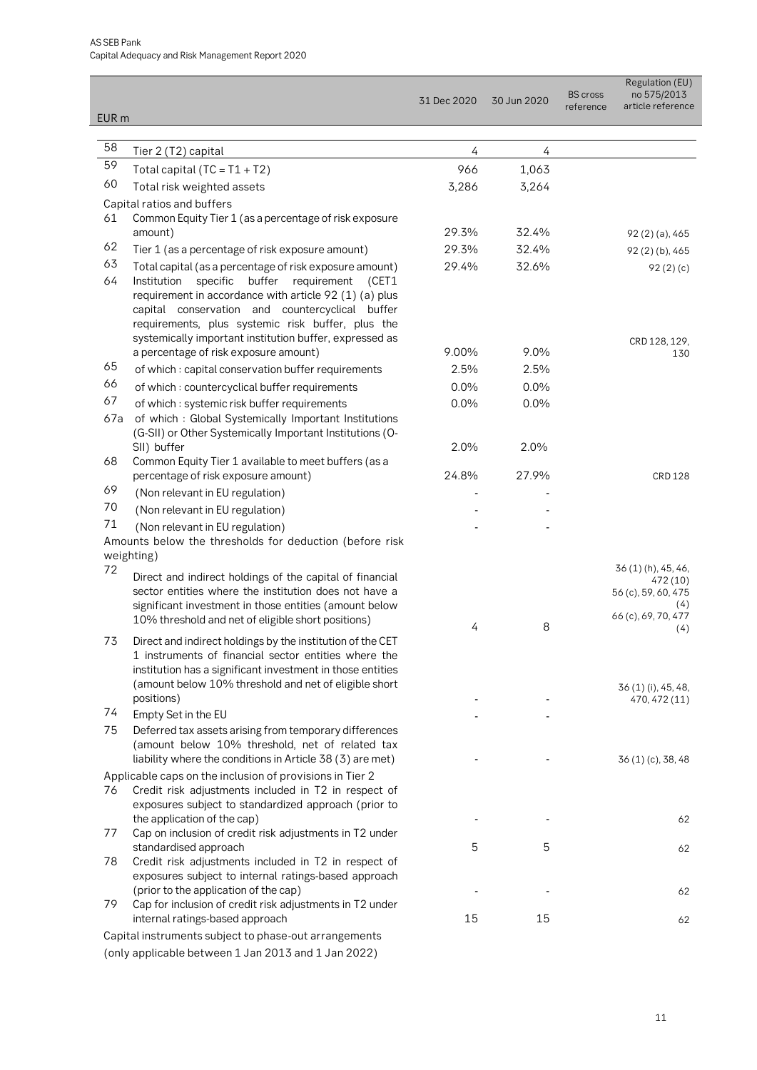| EUR m | | 31 Dec 2020 | 30 Jun 2020 | BS cross reference | Regulation (EU) no 575/2013 article reference |
|---|---|---|---|---|---|
| 58 | Tier 2 (T2) capital | 4 | 4 | | |
| 59 | Total capital (TC = T1 + T2) | 966 | 1,063 | | |
| 60 | Total risk weighted assets | 3,286 | 3,264 | | |
| | Capital ratios and buffers | | | | |
| 61 | Common Equity Tier 1 (as a percentage of risk exposure amount) | 29.3% | 32.4% | | 92 (2) (a), 465 |
| 62 | Tier 1 (as a percentage of risk exposure amount) | 29.3% | 32.4% | | 92 (2) (b), 465 |
| 63 | Total capital (as a percentage of risk exposure amount) | 29.4% | 32.6% | | 92 (2) (c) |
| 64 | Institution specific buffer requirement (CET1 requirement in accordance with article 92 (1) (a) plus capital conservation and countercyclical buffer requirements, plus systemic risk buffer, plus the systemically important institution buffer, expressed as a percentage of risk exposure amount) | 9.00% | 9.0% | | CRD 128, 129, 130 |
| 65 | of which : capital conservation buffer requirements | 2.5% | 2.5% | | |
| 66 | of which : countercyclical buffer requirements | 0.0% | 0.0% | | |
| 67 | of which : systemic risk buffer requirements | 0.0% | 0.0% | | |
| 67a | of which : Global Systemically Important Institutions (G-SII) or Other Systemically Important Institutions (O-SII) buffer | 2.0% | 2.0% | | |
| 68 | Common Equity Tier 1 available to meet buffers (as a percentage of risk exposure amount) | 24.8% | 27.9% | | CRD 128 |
| 69 | (Non relevant in EU regulation) | - | - | | |
| 70 | (Non relevant in EU regulation) | - | - | | |
| 71 | (Non relevant in EU regulation) | - | - | | |
| | Amounts below the thresholds for deduction (before risk weighting) | | | | |
| 72 | Direct and indirect holdings of the capital of financial sector entities where the institution does not have a significant investment in those entities (amount below 10% threshold and net of eligible short positions) | 4 | 8 | | 36 (1) (h), 45, 46, 472 (10) 56 (c), 59, 60, 475 (4) 66 (c), 69, 70, 477 (4) |
| 73 | Direct and indirect holdings by the institution of the CET 1 instruments of financial sector entities where the institution has a significant investment in those entities (amount below 10% threshold and net of eligible short positions) | - | - | | 36 (1) (i), 45, 48, 470, 472 (11) |
| 74 | Empty Set in the EU | - | - | | |
| 75 | Deferred tax assets arising from temporary differences (amount below 10% threshold, net of related tax liability where the conditions in Article 38 (3) are met) | - | - | | 36 (1) (c), 38, 48 |
| | Applicable caps on the inclusion of provisions in Tier 2 | | | | |
| 76 | Credit risk adjustments included in T2 in respect of exposures subject to standardized approach (prior to the application of the cap) | - | - | | 62 |
| 77 | Cap on inclusion of credit risk adjustments in T2 under standardised approach | 5 | 5 | | 62 |
| 78 | Credit risk adjustments included in T2 in respect of exposures subject to internal ratings-based approach (prior to the application of the cap) | - | - | | 62 |
| 79 | Cap for inclusion of credit risk adjustments in T2 under internal ratings-based approach | 15 | 15 | | 62 |
| | Capital instruments subject to phase-out arrangements (only applicable between 1 Jan 2013 and 1 Jan 2022) | | | | |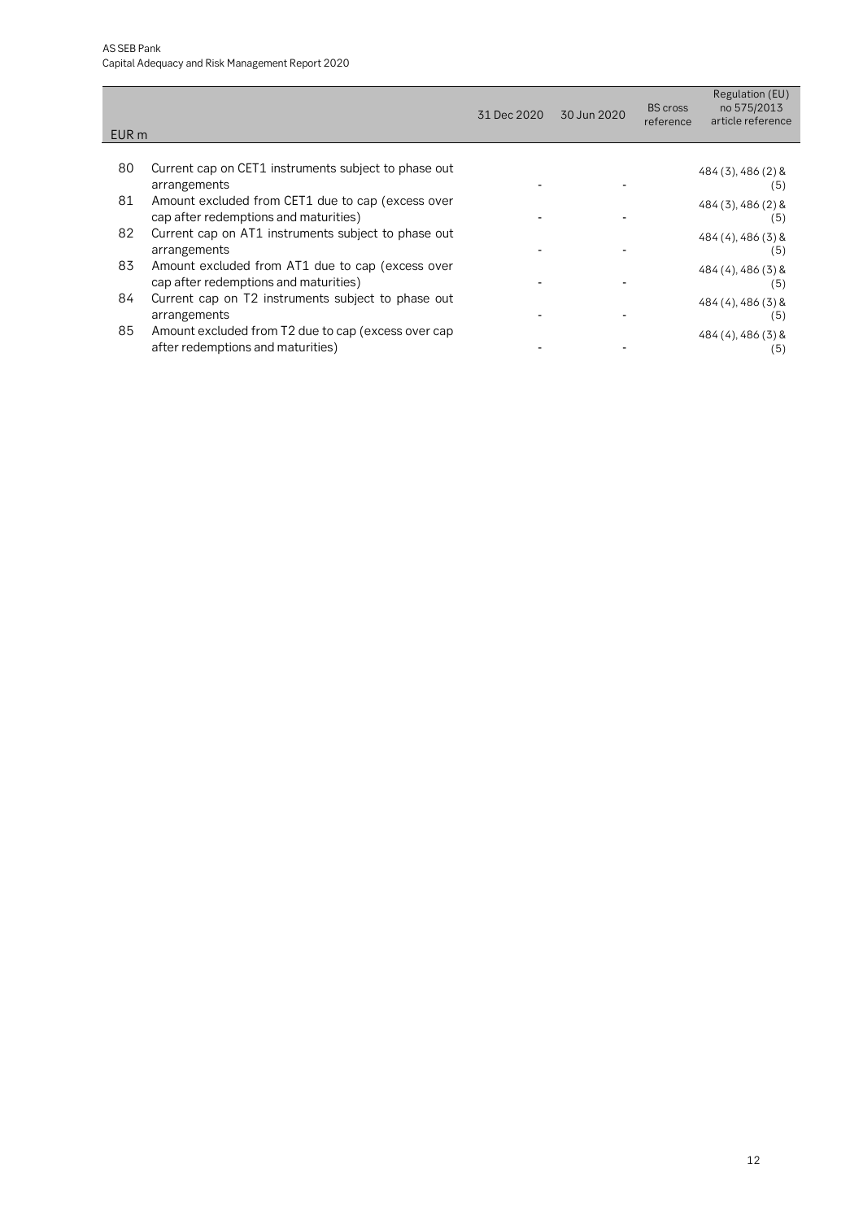| EUR m | | 31 Dec 2020 | 30 Jun 2020 | BS cross reference | Regulation (EU) no 575/2013 article reference |
|---|---|---|---|---|---|
| 80 | Current cap on CET1 instruments subject to phase out arrangements | - | - | | 484 (3), 486 (2) & (5) |
| 81 | Amount excluded from CET1 due to cap (excess over cap after redemptions and maturities) | - | - | | 484 (3), 486 (2) & (5) |
| 82 | Current cap on AT1 instruments subject to phase out arrangements | - | - | | 484 (4), 486 (3) & (5) |
| 83 | Amount excluded from AT1 due to cap (excess over cap after redemptions and maturities) | - | - | | 484 (4), 486 (3) & (5) |
| 84 | Current cap on T2 instruments subject to phase out arrangements | - | - | | 484 (4), 486 (3) & (5) |
| 85 | Amount excluded from T2 due to cap (excess over cap after redemptions and maturities) | - | - | | 484 (4), 486 (3) & (5) |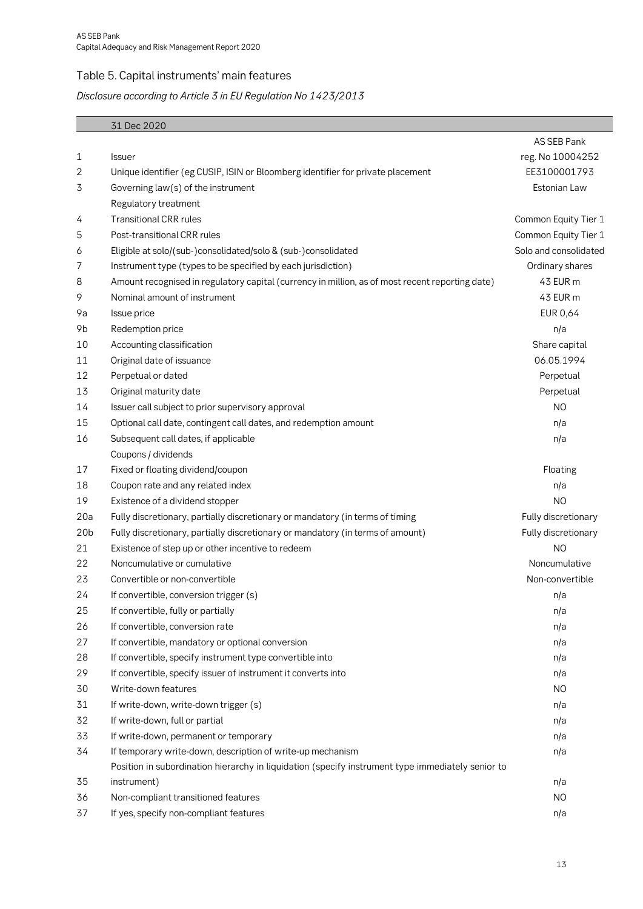## Table 5. Capital instruments' main features

*Disclosure according to Article 3 in EU Regulation No 1423/2013*

| | 31 Dec 2020 | |
|---|---|---|
| | | AS SEB Pank |
| 1 | Issuer | reg. No 10004252 |
| 2 | Unique identifier (eg CUSIP, ISIN or Bloomberg identifier for private placement | EE3100001793 |
| 3 | Governing law(s) of the instrument | Estonian Law |
| | Regulatory treatment | |
| 4 | Transitional CRR rules | Common Equity Tier 1 |
| 5 | Post-transitional CRR rules | Common Equity Tier 1 |
| 6 | Eligible at solo/(sub-)consolidated/solo & (sub-)consolidated | Solo and consolidated |
| 7 | Instrument type (types to be specified by each jurisdiction) | Ordinary shares |
| 8 | Amount recognised in regulatory capital (currency in million, as of most recent reporting date) | 43 EUR m |
| 9 | Nominal amount of instrument | 43 EUR m |
| 9a | Issue price | EUR 0,64 |
| 9b | Redemption price | n/a |
| 10 | Accounting classification | Share capital |
| 11 | Original date of issuance | 06.05.1994 |
| 12 | Perpetual or dated | Perpetual |
| 13 | Original maturity date | Perpetual |
| 14 | Issuer call subject to prior supervisory approval | NO |
| 15 | Optional call date, contingent call dates, and redemption amount | n/a |
| 16 | Subsequent call dates, if applicable | n/a |
| | Coupons / dividends | |
| 17 | Fixed or floating dividend/coupon | Floating |
| 18 | Coupon rate and any related index | n/a |
| 19 | Existence of a dividend stopper | NO |
| 20a | Fully discretionary, partially discretionary or mandatory (in terms of timing | Fully discretionary |
| 20b | Fully discretionary, partially discretionary or mandatory (in terms of amount) | Fully discretionary |
| 21 | Existence of step up or other incentive to redeem | NO |
| 22 | Noncumulative or cumulative | Noncumulative |
| 23 | Convertible or non-convertible | Non-convertible |
| 24 | If convertible, conversion trigger (s) | n/a |
| 25 | If convertible, fully or partially | n/a |
| 26 | If convertible, conversion rate | n/a |
| 27 | If convertible, mandatory or optional conversion | n/a |
| 28 | If convertible, specify instrument type convertible into | n/a |
| 29 | If convertible, specify issuer of instrument it converts into | n/a |
| 30 | Write-down features | NO |
| 31 | If write-down, write-down trigger (s) | n/a |
| 32 | If write-down, full or partial | n/a |
| 33 | If write-down, permanent or temporary | n/a |
| 34 | If temporary write-down, description of write-up mechanism | n/a |
| 35 | Position in subordination hierarchy in liquidation (specify instrument type immediately senior to instrument) | n/a |
| 36 | Non-compliant transitioned features | NO |
| 37 | If yes, specify non-compliant features | n/a |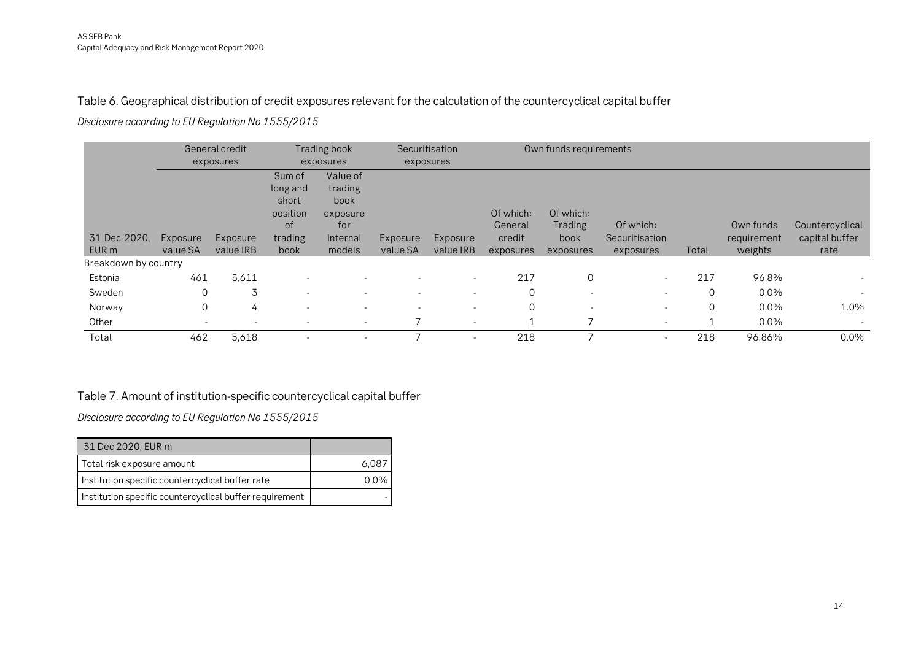## Table 6. Geographical distribution of credit exposures relevant for the calculation of the countercyclical capital buffer

*Disclosure according to EU Regulation No 1555/2015*

| | General credit exposures | | Trading book exposures | | Securitisation exposures | | Own funds requirements | | | | | |
|---|---|---|---|---|---|---|---|---|---|---|---|---|
| 31 Dec 2020, EUR m | Exposure value SA | Exposure value IRB | Sum of long and short position of trading book | Value of trading book exposure for internal models | Exposure value SA | Exposure value IRB | Of which: General credit exposures | Of which: Trading book exposures | Of which: Securitisation exposures | Total | Own funds requirement weights | Countercyclical capital buffer rate |
| Breakdown by country | | | | | | | | | | | | |
| Estonia | 461 | 5,611 | - | - | - | - | 217 | 0 | - | 217 | 96.8% | - |
| Sweden | 0 | 3 | - | - | - | - | 0 | - | - | 0 | 0.0% | - |
| Norway | 0 | 4 | - | - | - | - | 0 | - | - | 0 | 0.0% | 1.0% |
| Other | - | - | - | - | 7 | - | 1 | 7 | - | 1 | 0.0% | - |
| Total | 462 | 5,618 | - | - | 7 | - | 218 | 7 | - | 218 | 96.86% | 0.0% |

## Table 7. Amount of institution-specific countercyclical capital buffer

*Disclosure according to EU Regulation No 1555/2015*

| 31 Dec 2020, EUR m | |
|---|---|
| Total risk exposure amount | 6,087 |
| Institution specific countercyclical buffer rate | 0.0% |
| Institution specific countercyclical buffer requirement | - |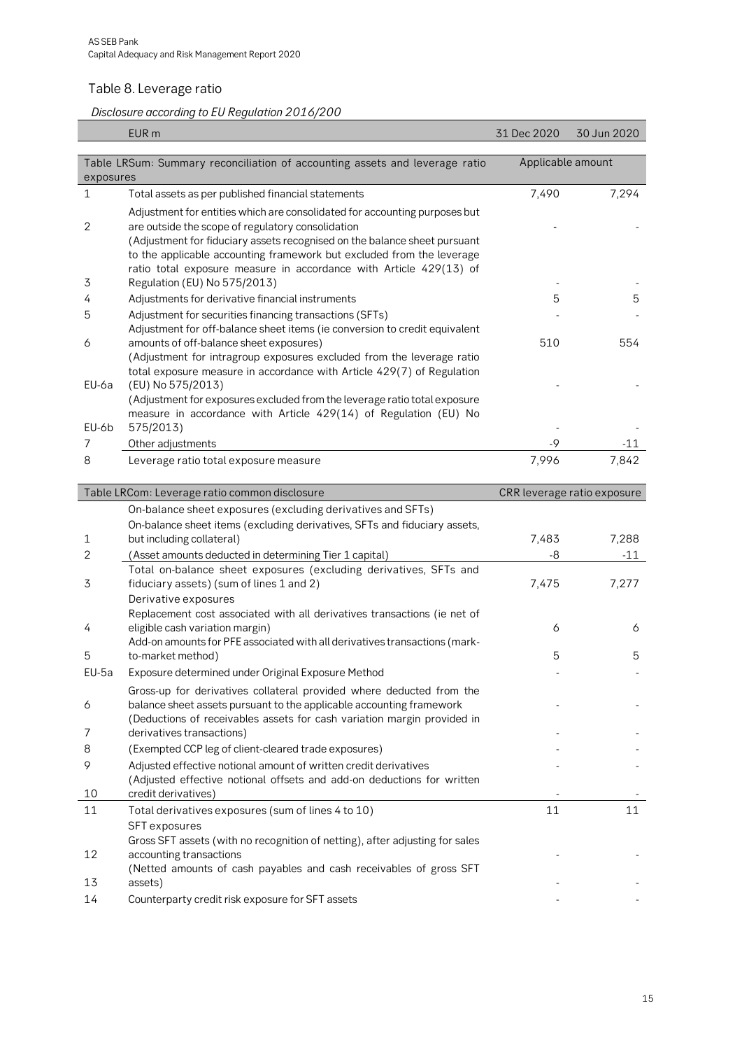## Table 8. Leverage ratio

*Disclosure according to EU Regulation 2016/200*

| | EUR m | 31 Dec 2020 | 30 Jun 2020 |
|---|---|---|---|
| **Table LRSum: Summary reconciliation of accounting assets and leverage ratio exposures** | | **Applicable amount** | |
| 1 | Total assets as per published financial statements | 7,490 | 7,294 |
| 2 | Adjustment for entities which are consolidated for accounting purposes but are outside the scope of regulatory consolidation | - | - |
| 3 | (Adjustment for fiduciary assets recognised on the balance sheet pursuant to the applicable accounting framework but excluded from the leverage ratio total exposure measure in accordance with Article 429(13) of Regulation (EU) No 575/2013) | - | - |
| 4 | Adjustments for derivative financial instruments | 5 | 5 |
| 5 | Adjustment for securities financing transactions (SFTs) | - | - |
| 6 | Adjustment for off-balance sheet items (ie conversion to credit equivalent amounts of off-balance sheet exposures) | 510 | 554 |
| EU-6a | (Adjustment for intragroup exposures excluded from the leverage ratio total exposure measure in accordance with Article 429(7) of Regulation (EU) No 575/2013) | - | - |
| EU-6b | (Adjustment for exposures excluded from the leverage ratio total exposure measure in accordance with Article 429(14) of Regulation (EU) No 575/2013) | - | - |
| 7 | Other adjustments | -9 | -11 |
| 8 | Leverage ratio total exposure measure | 7,996 | 7,842 |

| | Table LRCom: Leverage ratio common disclosure | CRR leverage ratio exposure | |
|---|---|---|---|
| | On-balance sheet exposures (excluding derivatives and SFTs) | | |
| 1 | On-balance sheet items (excluding derivatives, SFTs and fiduciary assets, but including collateral) | 7,483 | 7,288 |
| 2 | (Asset amounts deducted in determining Tier 1 capital) | -8 | -11 |
| 3 | Total on-balance sheet exposures (excluding derivatives, SFTs and fiduciary assets) (sum of lines 1 and 2) | 7,475 | 7,277 |
| | Derivative exposures | | |
| 4 | Replacement cost associated with all derivatives transactions (ie net of eligible cash variation margin) | 6 | 6 |
| 5 | Add-on amounts for PFE associated with all derivatives transactions (mark-to-market method) | 5 | 5 |
| EU-5a | Exposure determined under Original Exposure Method | - | - |
| 6 | Gross-up for derivatives collateral provided where deducted from the balance sheet assets pursuant to the applicable accounting framework | - | - |
| 7 | (Deductions of receivables assets for cash variation margin provided in derivatives transactions) | - | - |
| 8 | (Exempted CCP leg of client-cleared trade exposures) | - | - |
| 9 | Adjusted effective notional amount of written credit derivatives | - | - |
| 10 | (Adjusted effective notional offsets and add-on deductions for written credit derivatives) | - | - |
| 11 | Total derivatives exposures (sum of lines 4 to 10) | 11 | 11 |
| | SFT exposures | | |
| 12 | Gross SFT assets (with no recognition of netting), after adjusting for sales accounting transactions | - | - |
| 13 | (Netted amounts of cash payables and cash receivables of gross SFT assets) | - | - |
| 14 | Counterparty credit risk exposure for SFT assets | - | - |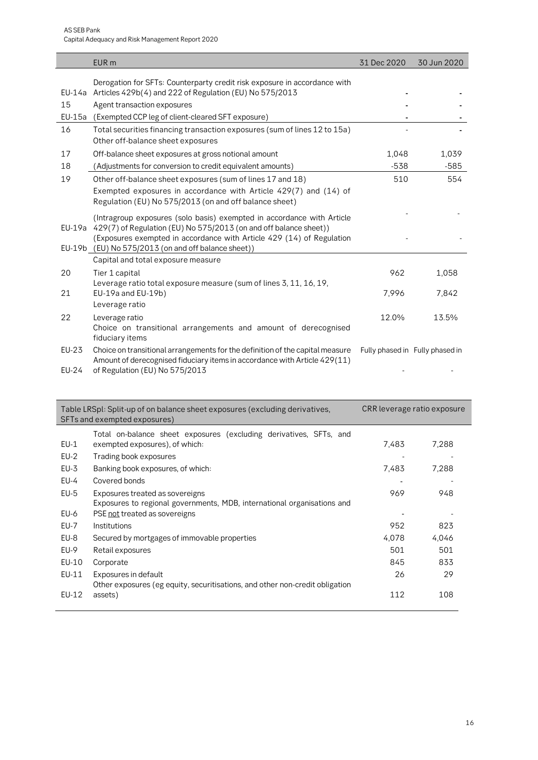| | EUR m | 31 Dec 2020 | 30 Jun 2020 |
|---|---|---|---|
| EU-14a | Derogation for SFTs: Counterparty credit risk exposure in accordance with Articles 429b(4) and 222 of Regulation (EU) No 575/2013 | - | - |
| 15 | Agent transaction exposures | - | - |
| EU-15a | (Exempted CCP leg of client-cleared SFT exposure) | - | - |
| 16 | Total securities financing transaction exposures (sum of lines 12 to 15a) | - | - |
| | Other off-balance sheet exposures | | |
| 17 | Off-balance sheet exposures at gross notional amount | 1,048 | 1,039 |
| 18 | (Adjustments for conversion to credit equivalent amounts) | -538 | -585 |
| 19 | Other off-balance sheet exposures (sum of lines 17 and 18) | 510 | 554 |
| | Exempted exposures in accordance with Article 429(7) and (14) of Regulation (EU) No 575/2013 (on and off balance sheet) | | |
| EU-19a | (Intragroup exposures (solo basis) exempted in accordance with Article 429(7) of Regulation (EU) No 575/2013 (on and off balance sheet)) | - | - |
| EU-19b | (Exposures exempted in accordance with Article 429 (14) of Regulation (EU) No 575/2013 (on and off balance sheet)) | - | - |
| | Capital and total exposure measure | | |
| 20 | Tier 1 capital | 962 | 1,058 |
| 21 | Leverage ratio total exposure measure (sum of lines 3, 11, 16, 19, EU-19a and EU-19b) | 7,996 | 7,842 |
| | Leverage ratio | | |
| 22 | Leverage ratio | 12.0% | 13.5% |
| | Choice on transitional arrangements and amount of derecognised fiduciary items | | |
| EU-23 | Choice on transitional arrangements for the definition of the capital measure | Fully phased in | Fully phased in |
| EU-24 | Amount of derecognised fiduciary items in accordance with Article 429(11) of Regulation (EU) No 575/2013 | - | - |

| | Table LRSpl: Split-up of on balance sheet exposures (excluding derivatives, SFTs and exempted exposures) | CRR leverage ratio exposure | |
|---|---|---|---|
| EU-1 | Total on-balance sheet exposures (excluding derivatives, SFTs, and exempted exposures), of which: | 7,483 | 7,288 |
| EU-2 | Trading book exposures | - | - |
| EU-3 | Banking book exposures, of which: | 7,483 | 7,288 |
| EU-4 | Covered bonds | - | - |
| EU-5 | Exposures treated as sovereigns | 969 | 948 |
| EU-6 | Exposures to regional governments, MDB, international organisations and PSE not treated as sovereigns | - | - |
| EU-7 | Institutions | 952 | 823 |
| EU-8 | Secured by mortgages of immovable properties | 4,078 | 4,046 |
| EU-9 | Retail exposures | 501 | 501 |
| EU-10 | Corporate | 845 | 833 |
| EU-11 | Exposures in default | 26 | 29 |
| EU-12 | Other exposures (eg equity, securitisations, and other non-credit obligation assets) | 112 | 108 |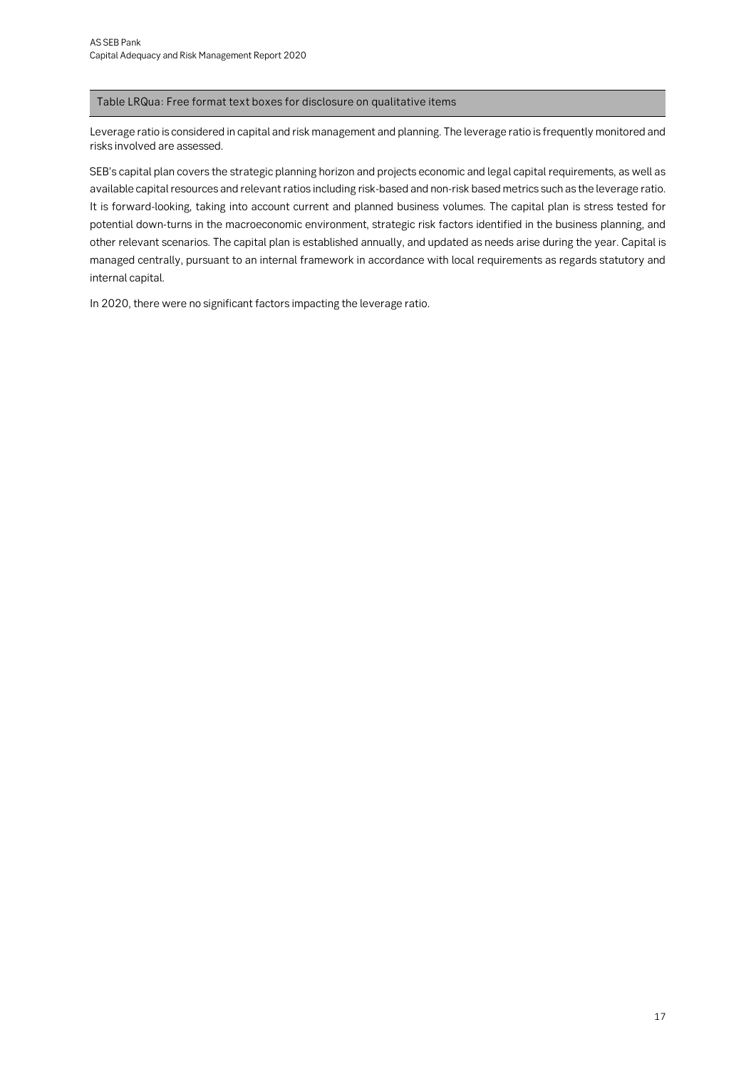### Table LRQua: Free format text boxes for disclosure on qualitative items

Leverage ratio is considered in capital and risk management and planning. The leverage ratio is frequently monitored and risks involved are assessed.

SEB's capital plan covers the strategic planning horizon and projects economic and legal capital requirements, as well as available capital resources and relevant ratios including risk-based and non-risk based metrics such as the leverage ratio. It is forward-looking, taking into account current and planned business volumes. The capital plan is stress tested for potential down-turns in the macroeconomic environment, strategic risk factors identified in the business planning, and other relevant scenarios. The capital plan is established annually, and updated as needs arise during the year. Capital is managed centrally, pursuant to an internal framework in accordance with local requirements as regards statutory and internal capital.

In 2020, there were no significant factors impacting the leverage ratio.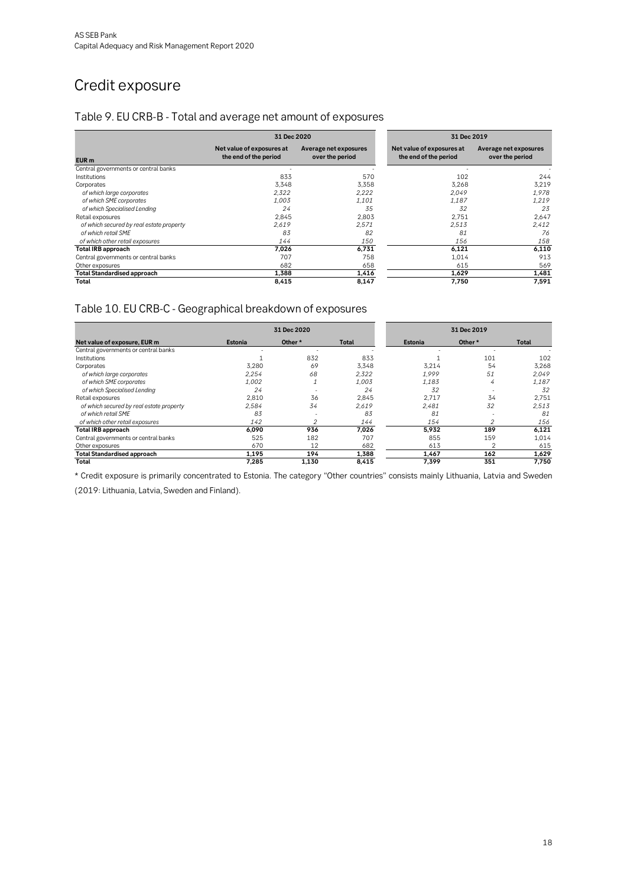# Credit exposure

## Table 9. EU CRB-B - Total and average net amount of exposures

| EUR m | 31 Dec 2020 | | 31 Dec 2019 | |
|---|---|---|---|---|
| | Net value of exposures at the end of the period | Average net exposures over the period | Net value of exposures at the end of the period | Average net exposures over the period |
| Central governments or central banks | - | - | - | - |
| Institutions | 833 | 570 | 102 | 244 |
| Corporates | 3,348 | 3,358 | 3,268 | 3,219 |
| *of which large corporates* | *2,322* | *2,222* | *2,049* | *1,978* |
| *of which SME corporates* | *1,003* | *1,101* | *1,187* | *1,219* |
| *of which Specialised Lending* | *24* | *35* | *32* | *23* |
| Retail exposures | 2,845 | 2,803 | 2,751 | 2,647 |
| *of which secured by real estate property* | *2,619* | *2,571* | *2,513* | *2,412* |
| *of which retail SME* | *83* | *82* | *81* | *76* |
| *of which other retail exposures* | *144* | *150* | *156* | *158* |
| **Total IRB approach** | **7,026** | **6,731** | **6,121** | **6,110** |
| Central governments or central banks | 707 | 758 | 1,014 | 913 |
| Other exposures | 682 | 658 | 615 | 569 |
| **Total Standardised approach** | **1,388** | **1,416** | **1,629** | **1,481** |
| **Total** | **8,415** | **8,147** | **7,750** | **7,591** |

## Table 10. EU CRB-C - Geographical breakdown of exposures

| | 31 Dec 2020 | | | 31 Dec 2019 | | |
|---|---|---|---|---|---|---|
| **Net value of exposure, EUR m** | **Estonia** | **Other \*** | **Total** | **Estonia** | **Other \*** | **Total** |
| Central governments or central banks | - | - | - | - | - | - |
| Institutions | 1 | 832 | 833 | 1 | 101 | 102 |
| Corporates | 3,280 | 69 | 3,348 | 3,214 | 54 | 3,268 |
| *of which large corporates* | *2,254* | *68* | *2,322* | *1,999* | *51* | *2,049* |
| *of which SME corporates* | *1,002* | *1* | *1,003* | *1,183* | *4* | *1,187* |
| *of which Specialised Lending* | *24* | - | *24* | *32* | - | *32* |
| Retail exposures | 2,810 | 36 | 2,845 | 2,717 | 34 | 2,751 |
| *of which secured by real estate property* | *2,584* | *34* | *2,619* | *2,481* | *32* | *2,513* |
| *of which retail SME* | *83* | - | *83* | *81* | - | *81* |
| *of which other retail exposures* | *142* | *2* | *144* | *154* | *2* | *156* |
| **Total IRB approach** | **6,090** | **936** | **7,026** | **5,932** | **189** | **6,121** |
| Central governments or central banks | 525 | 182 | 707 | 855 | 159 | 1,014 |
| Other exposures | 670 | 12 | 682 | 613 | 2 | 615 |
| **Total Standardised approach** | **1,195** | **194** | **1,388** | **1,467** | **162** | **1,629** |
| **Total** | **7,285** | **1,130** | **8,415** | **7,399** | **351** | **7,750** |

\* Credit exposure is primarily concentrated to Estonia. The category "Other countries" consists mainly Lithuania, Latvia and Sweden (2019: Lithuania, Latvia, Sweden and Finland).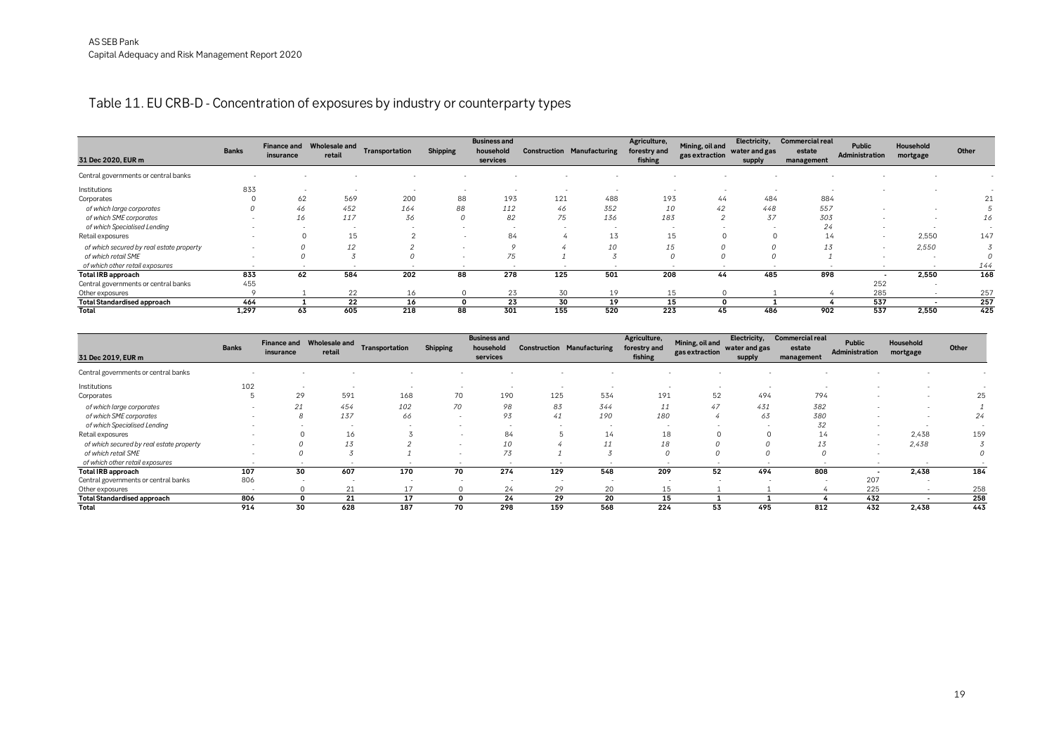# Table 11. EU CRB-D - Concentration of exposures by industry or counterparty types

| 31 Dec 2020, EUR m | Banks | Finance and insurance | Wholesale and retail | Transportation | Shipping | Business and household services | Construction | Manufacturing | Agriculture, forestry and fishing | Mining, oil and gas extraction | Electricity, water and gas supply | Commercial real estate management | Public Administration | Household mortgage | Other |
|---|---|---|---|---|---|---|---|---|---|---|---|---|---|---|---|
| Central governments or central banks | - | - | - | - | - | - | - | - | - | - | - | - | - | - | - |
| Institutions | 833 | - | - | - | - | - | - | - | - | - | - | - | - | - | - |
| Corporates | 0 | 62 | 569 | 200 | 88 | 193 | 121 | 488 | 193 | 44 | 484 | 884 | - | - | 21 |
| *of which large corporates* | *0* | *46* | *452* | *164* | *88* | *112* | *46* | *352* | *10* | *42* | *448* | *557* | - | - | *5* |
| *of which SME corporates* | - | *16* | *117* | *36* | *0* | *82* | *75* | *136* | *183* | *2* | *37* | *303* | - | - | *16* |
| *of which Specialised Lending* | - | - | - | - | - | - | - | - | - | - | - | *24* | - | - | - |
| Retail exposures | - | 0 | 15 | 2 | - | 84 | 4 | 13 | 15 | 0 | 0 | 14 | - | 2,550 | 147 |
| *of which secured by real estate property* | - | *0* | *12* | *2* | - | *9* | *4* | *10* | *15* | *0* | *0* | *13* | - | *2,550* | *3* |
| *of which retail SME* | - | *0* | *3* | *0* | - | *75* | *1* | *3* | *0* | *0* | *0* | *1* | - | - | *0* |
| *of which other retail exposures* | - | - | - | - | - | - | - | - | - | - | - | - | - | - | *144* |
| **Total IRB approach** | **833** | **62** | **584** | **202** | **88** | **278** | **125** | **501** | **208** | **44** | **485** | **898** | **-** | **2,550** | **168** |
| Central governments or central banks | 455 | | | | | | | | | | | | 252 | - | |
| Other exposures | 9 | 1 | 22 | 16 | 0 | 23 | 30 | 19 | 15 | 0 | 1 | 4 | 285 | - | 257 |
| **Total Standardised approach** | **464** | **1** | **22** | **16** | **0** | **23** | **30** | **19** | **15** | **0** | **1** | **4** | **537** | **-** | **257** |
| **Total** | **1,297** | **63** | **605** | **218** | **88** | **301** | **155** | **520** | **223** | **45** | **486** | **902** | **537** | **2,550** | **425** |

| 31 Dec 2019, EUR m | Banks | Finance and insurance | Wholesale and retail | Transportation | Shipping | Business and household services | Construction | Manufacturing | Agriculture, forestry and fishing | Mining, oil and gas extraction | Electricity, water and gas supply | Commercial real estate management | Public Administration | Household mortgage | Other |
|---|---|---|---|---|---|---|---|---|---|---|---|---|---|---|---|
| Central governments or central banks | - | - | - | - | - | - | - | - | - | - | - | - | - | - | - |
| Institutions | 102 | - | - | - | - | - | - | - | - | - | - | - | - | - | - |
| Corporates | 5 | 29 | 591 | 168 | 70 | 190 | 125 | 534 | 191 | 52 | 494 | 794 | - | - | 25 |
| *of which large corporates* | - | *21* | *454* | *102* | *70* | *98* | *83* | *344* | *11* | *47* | *431* | *382* | - | - | *1* |
| *of which SME corporates* | - | *8* | *137* | *66* | - | *93* | *41* | *190* | *180* | *4* | *63* | *380* | - | - | *24* |
| *of which Specialised Lending* | - | - | - | - | - | - | - | - | - | - | - | *32* | - | - | - |
| Retail exposures | - | 0 | 16 | 3 | - | 84 | 5 | 14 | 18 | 0 | 0 | 14 | - | 2,438 | 159 |
| *of which secured by real estate property* | - | *0* | *13* | *2* | - | *10* | *4* | *11* | *18* | *0* | *0* | *13* | - | *2,438* | *3* |
| *of which retail SME* | - | *0* | *3* | *1* | - | *73* | *1* | *3* | *0* | *0* | *0* | *0* | - | - | *0* |
| *of which other retail exposures* | - | - | - | - | - | - | - | - | - | - | - | - | - | - | - |
| **Total IRB approach** | **107** | **30** | **607** | **170** | **70** | **274** | **129** | **548** | **209** | **52** | **494** | **808** | **-** | **2,438** | **184** |
| Central governments or central banks | 806 | - | - | - | - | - | - | - | - | - | - | - | 207 | - | |
| Other exposures | - | 0 | 21 | 17 | 0 | 24 | 29 | 20 | 15 | 1 | 1 | 4 | 225 | - | 258 |
| **Total Standardised approach** | **806** | **0** | **21** | **17** | **0** | **24** | **29** | **20** | **15** | **1** | **1** | **4** | **432** | **-** | **258** |
| **Total** | **914** | **30** | **628** | **187** | **70** | **298** | **159** | **568** | **224** | **53** | **495** | **812** | **432** | **2,438** | **443** |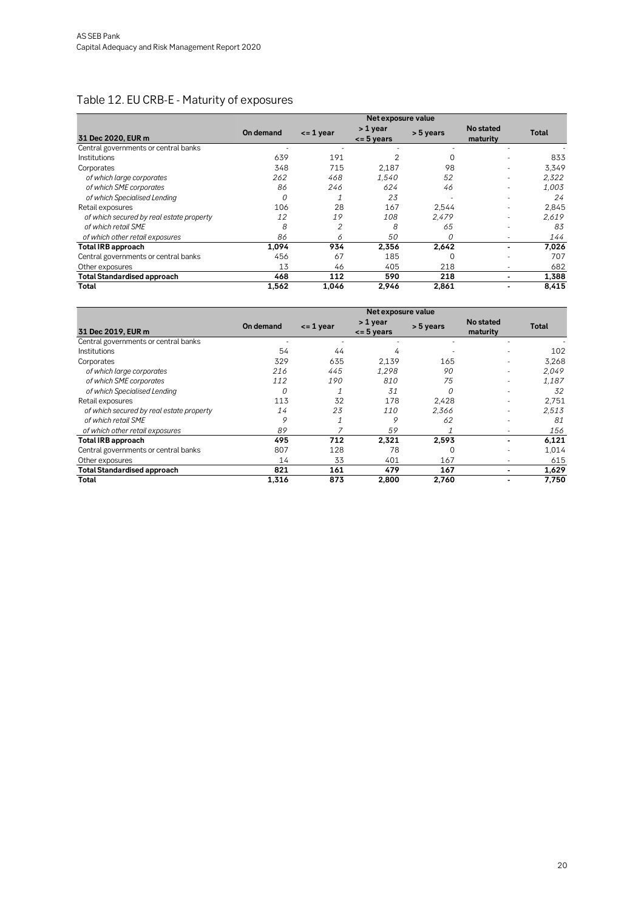## Table 12. EU CRB-E - Maturity of exposures

| | Net exposure value | | | | | |
|---|---|---|---|---|---|---|
| **31 Dec 2020, EUR m** | **On demand** | **<= 1 year** | **> 1 year <= 5 years** | **> 5 years** | **No stated maturity** | **Total** |
| Central governments or central banks | - | - | - | - | - | - |
| Institutions | 639 | 191 | 2 | 0 | - | 833 |
| Corporates | 348 | 715 | 2,187 | 98 | - | 3,349 |
| *of which large corporates* | *262* | *468* | *1,540* | *52* | - | *2,322* |
| *of which SME corporates* | *86* | *246* | *624* | *46* | - | *1,003* |
| *of which Specialised Lending* | *0* | *1* | *23* | - | - | *24* |
| Retail exposures | 106 | 28 | 167 | 2,544 | - | 2,845 |
| *of which secured by real estate property* | *12* | *19* | *108* | *2,479* | - | *2,619* |
| *of which retail SME* | *8* | *2* | *8* | *65* | - | *83* |
| *of which other retail exposures* | *86* | *6* | *50* | *0* | - | *144* |
| **Total IRB approach** | **1,094** | **934** | **2,356** | **2,642** | **-** | **7,026** |
| Central governments or central banks | 456 | 67 | 185 | 0 | - | 707 |
| Other exposures | 13 | 46 | 405 | 218 | - | 682 |
| **Total Standardised approach** | **468** | **112** | **590** | **218** | **-** | **1,388** |
| **Total** | **1,562** | **1,046** | **2,946** | **2,861** | **-** | **8,415** |

| | Net exposure value | | | | | |
|---|---|---|---|---|---|---|
| **31 Dec 2019, EUR m** | **On demand** | **<= 1 year** | **> 1 year <= 5 years** | **> 5 years** | **No stated maturity** | **Total** |
| Central governments or central banks | - | - | - | - | - | - |
| Institutions | 54 | 44 | 4 | - | - | 102 |
| Corporates | 329 | 635 | 2,139 | 165 | - | 3,268 |
| *of which large corporates* | *216* | *445* | *1,298* | *90* | - | *2,049* |
| *of which SME corporates* | *112* | *190* | *810* | *75* | - | *1,187* |
| *of which Specialised Lending* | *0* | *1* | *31* | *0* | - | *32* |
| Retail exposures | 113 | 32 | 178 | 2,428 | - | 2,751 |
| *of which secured by real estate property* | *14* | *23* | *110* | *2,366* | - | *2,513* |
| *of which retail SME* | *9* | *1* | *9* | *62* | - | *81* |
| *of which other retail exposures* | *89* | *7* | *59* | *1* | - | *156* |
| **Total IRB approach** | **495** | **712** | **2,321** | **2,593** | **-** | **6,121** |
| Central governments or central banks | 807 | 128 | 78 | 0 | - | 1,014 |
| Other exposures | 14 | 33 | 401 | 167 | - | 615 |
| **Total Standardised approach** | **821** | **161** | **479** | **167** | **-** | **1,629** |
| **Total** | **1,316** | **873** | **2,800** | **2,760** | **-** | **7,750** |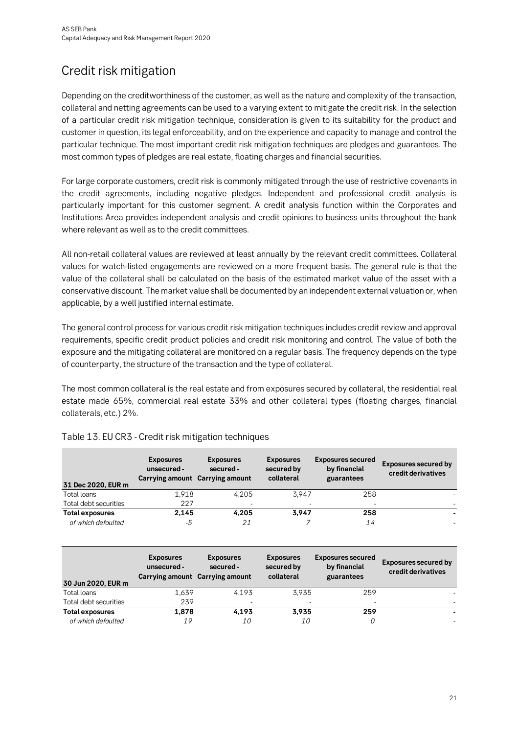# Credit risk mitigation

Depending on the creditworthiness of the customer, as well as the nature and complexity of the transaction, collateral and netting agreements can be used to a varying extent to mitigate the credit risk. In the selection of a particular credit risk mitigation technique, consideration is given to its suitability for the product and customer in question, its legal enforceability, and on the experience and capacity to manage and control the particular technique. The most important credit risk mitigation techniques are pledges and guarantees. The most common types of pledges are real estate, floating charges and financial securities.

For large corporate customers, credit risk is commonly mitigated through the use of restrictive covenants in the credit agreements, including negative pledges. Independent and professional credit analysis is particularly important for this customer segment. A credit analysis function within the Corporates and Institutions Area provides independent analysis and credit opinions to business units throughout the bank where relevant as well as to the credit committees.

All non-retail collateral values are reviewed at least annually by the relevant credit committees. Collateral values for watch-listed engagements are reviewed on a more frequent basis. The general rule is that the value of the collateral shall be calculated on the basis of the estimated market value of the asset with a conservative discount. The market value shall be documented by an independent external valuation or, when applicable, by a well justified internal estimate.

The general control process for various credit risk mitigation techniques includes credit review and approval requirements, specific credit product policies and credit risk monitoring and control. The value of both the exposure and the mitigating collateral are monitored on a regular basis. The frequency depends on the type of counterparty, the structure of the transaction and the type of collateral.

The most common collateral is the real estate and from exposures secured by collateral, the residential real estate made 65%, commercial real estate 33% and other collateral types (floating charges, financial collaterals, etc.) 2%.

Table 13. EU CR3 - Credit risk mitigation techniques

| 31 Dec 2020, EUR m | Exposures unsecured - Carrying amount | Exposures secured - Carrying amount | Exposures secured by collateral | Exposures secured by financial guarantees | Exposures secured by credit derivatives |
|---|---|---|---|---|---|
| Total loans | 1,918 | 4,205 | 3,947 | 258 | - |
| Total debt securities | 227 | - | - | - | - |
| **Total exposures** | **2,145** | **4,205** | **3,947** | **258** | **-** |
| *of which defaulted* | *-5* | *21* | *7* | *14* | - |

| 30 Jun 2020, EUR m | Exposures unsecured - Carrying amount | Exposures secured - Carrying amount | Exposures secured by collateral | Exposures secured by financial guarantees | Exposures secured by credit derivatives |
|---|---|---|---|---|---|
| Total loans | 1,639 | 4,193 | 3,935 | 259 | - |
| Total debt securities | 239 | - | - | - | - |
| **Total exposures** | **1,878** | **4,193** | **3,935** | **259** | **-** |
| *of which defaulted* | *19* | *10* | *10* | *0* | - |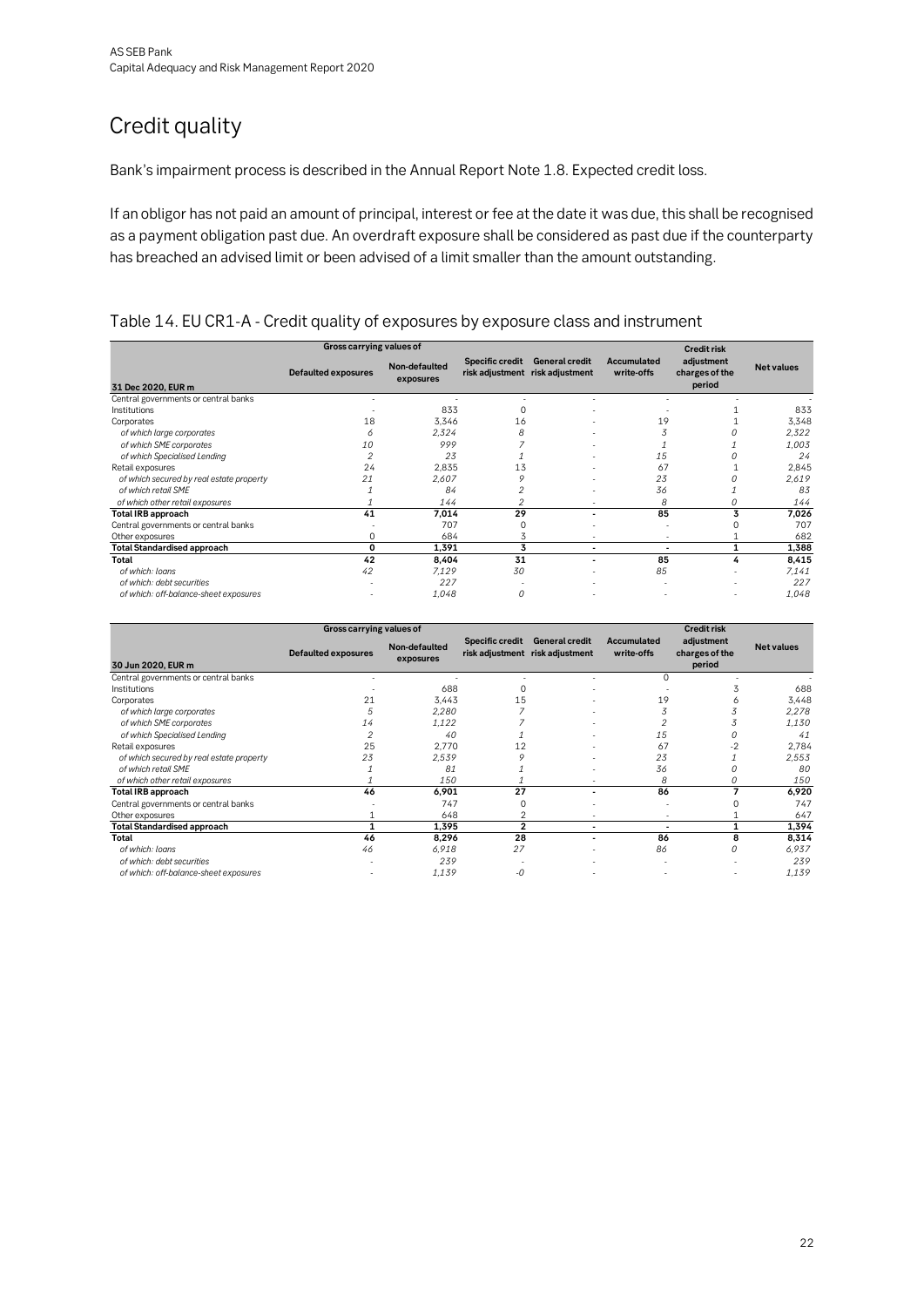# Credit quality

Bank's impairment process is described in the Annual Report Note 1.8. Expected credit loss.

If an obligor has not paid an amount of principal, interest or fee at the date it was due, this shall be recognised as a payment obligation past due. An overdraft exposure shall be considered as past due if the counterparty has breached an advised limit or been advised of a limit smaller than the amount outstanding.

## Table 14. EU CR1-A - Credit quality of exposures by exposure class and instrument

| | Gross carrying values of | | | | | | |
|---|---|---|---|---|---|---|---|
| **31 Dec 2020, EUR m** | **Defaulted exposures** | **Non-defaulted exposures** | **Specific credit risk adjustment** | **General credit risk adjustment** | **Accumulated write-offs** | **Credit risk adjustment charges of the period** | **Net values** |
| Central governments or central banks | - | - | - | - | - | - | - |
| Institutions | - | 833 | 0 | - | - | 1 | 833 |
| Corporates | 18 | 3,346 | 16 | - | 19 | 1 | 3,348 |
| *of which large corporates* | *6* | *2,324* | *8* | - | *3* | *0* | *2,322* |
| *of which SME corporates* | *10* | *999* | *7* | - | *1* | *1* | *1,003* |
| *of which Specialised Lending* | *2* | *23* | *1* | - | *15* | *0* | *24* |
| Retail exposures | 24 | 2,835 | 13 | - | 67 | 1 | 2,845 |
| *of which secured by real estate property* | *21* | *2,607* | *9* | - | *23* | *0* | *2,619* |
| *of which retail SME* | *1* | *84* | *2* | - | *36* | *1* | *83* |
| *of which other retail exposures* | *1* | *144* | *2* | - | *8* | *0* | *144* |
| **Total IRB approach** | **41** | **7,014** | **29** | **-** | **85** | **3** | **7,026** |
| Central governments or central banks | - | 707 | 0 | - | - | 0 | 707 |
| Other exposures | 0 | 684 | 3 | - | - | 1 | 682 |
| **Total Standardised approach** | **0** | **1,391** | **3** | **-** | **-** | **1** | **1,388** |
| **Total** | **42** | **8,404** | **31** | **-** | **85** | **4** | **8,415** |
| *of which: loans* | *42* | *7,129* | *30* | - | *85* | - | *7,141* |
| *of which: debt securities* | - | *227* | - | - | - | - | *227* |
| *of which: off-balance-sheet exposures* | - | *1,048* | *0* | - | - | - | *1,048* |

| | Gross carrying values of | | | | | | |
|---|---|---|---|---|---|---|---|
| **30 Jun 2020, EUR m** | **Defaulted exposures** | **Non-defaulted exposures** | **Specific credit risk adjustment** | **General credit risk adjustment** | **Accumulated write-offs** | **Credit risk adjustment charges of the period** | **Net values** |
| Central governments or central banks | - | - | - | - | 0 | - | - |
| Institutions | - | 688 | 0 | - | - | 3 | 688 |
| Corporates | 21 | 3,443 | 15 | - | 19 | 6 | 3,448 |
| *of which large corporates* | *5* | *2,280* | *7* | - | *3* | *3* | *2,278* |
| *of which SME corporates* | *14* | *1,122* | *7* | - | *2* | *3* | *1,130* |
| *of which Specialised Lending* | *2* | *40* | *1* | - | *15* | *0* | *41* |
| Retail exposures | 25 | 2,770 | 12 | - | 67 | -2 | 2,784 |
| *of which secured by real estate property* | *23* | *2,539* | *9* | - | *23* | *1* | *2,553* |
| *of which retail SME* | *1* | *81* | *1* | - | *36* | *0* | *80* |
| *of which other retail exposures* | *1* | *150* | *1* | - | *8* | *0* | *150* |
| **Total IRB approach** | **46** | **6,901** | **27** | **-** | **86** | **7** | **6,920** |
| Central governments or central banks | - | 747 | 0 | - | - | 0 | 747 |
| Other exposures | 1 | 648 | 2 | - | - | 1 | 647 |
| **Total Standardised approach** | **1** | **1,395** | **2** | **-** | **-** | **1** | **1,394** |
| **Total** | **46** | **8,296** | **28** | **-** | **86** | **8** | **8,314** |
| *of which: loans* | *46* | *6,918* | *27* | - | *86* | *0* | *6,937* |
| *of which: debt securities* | - | *239* | - | - | - | - | *239* |
| *of which: off-balance-sheet exposures* | - | *1,139* | *-0* | - | - | - | *1,139* |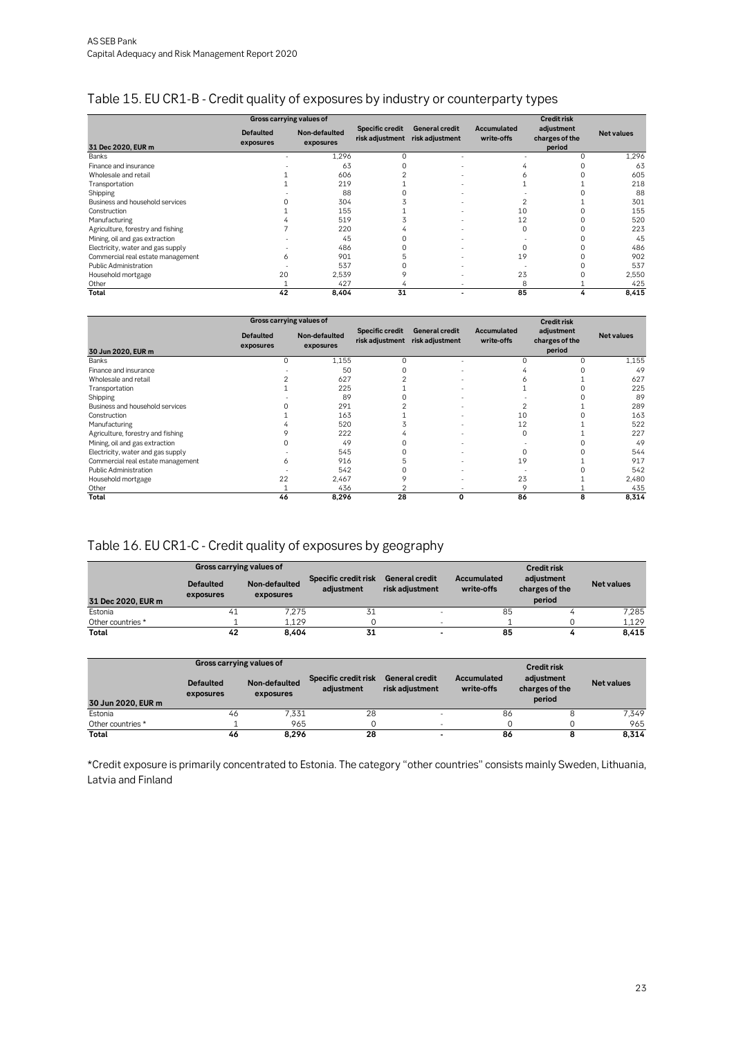## Table 15. EU CR1-B - Credit quality of exposures by industry or counterparty types

| 31 Dec 2020, EUR m | Gross carrying values of | | Specific credit risk adjustment | General credit risk adjustment | Accumulated write-offs | Credit risk adjustment charges of the period | Net values |
|---|---|---|---|---|---|---|---|
| | Defaulted exposures | Non-defaulted exposures | | | | | |
| Banks | - | 1,296 | 0 | - | - | 0 | 1,296 |
| Finance and insurance | - | 63 | 0 | - | 4 | 0 | 63 |
| Wholesale and retail | 1 | 606 | 2 | - | 6 | 0 | 605 |
| Transportation | 1 | 219 | 1 | - | 1 | 1 | 218 |
| Shipping | - | 88 | 0 | - | - | 0 | 88 |
| Business and household services | 0 | 304 | 3 | - | 2 | 1 | 301 |
| Construction | 1 | 155 | 1 | - | 10 | 0 | 155 |
| Manufacturing | 4 | 519 | 3 | - | 12 | 0 | 520 |
| Agriculture, forestry and fishing | 7 | 220 | 4 | - | 0 | 0 | 223 |
| Mining, oil and gas extraction | - | 45 | 0 | - | - | 0 | 45 |
| Electricity, water and gas supply | - | 486 | 0 | - | 0 | 0 | 486 |
| Commercial real estate management | 6 | 901 | 5 | - | 19 | 0 | 902 |
| Public Administration | - | 537 | 0 | - | - | 0 | 537 |
| Household mortgage | 20 | 2,539 | 9 | - | 23 | 0 | 2,550 |
| Other | 1 | 427 | 4 | - | 8 | 1 | 425 |
| **Total** | **42** | **8,404** | **31** | **-** | **85** | **4** | **8,415** |

| 30 Jun 2020, EUR m | Gross carrying values of | | Specific credit risk adjustment | General credit risk adjustment | Accumulated write-offs | Credit risk adjustment charges of the period | Net values |
|---|---|---|---|---|---|---|---|
| | Defaulted exposures | Non-defaulted exposures | | | | | |
| Banks | 0 | 1,155 | 0 | - | 0 | 0 | 1,155 |
| Finance and insurance | - | 50 | 0 | - | 4 | 0 | 49 |
| Wholesale and retail | 2 | 627 | 2 | - | 6 | 1 | 627 |
| Transportation | 1 | 225 | 1 | - | 1 | 0 | 225 |
| Shipping | - | 89 | 0 | - | - | 0 | 89 |
| Business and household services | 0 | 291 | 2 | - | 2 | 1 | 289 |
| Construction | 1 | 163 | 1 | - | 10 | 0 | 163 |
| Manufacturing | 4 | 520 | 3 | - | 12 | 1 | 522 |
| Agriculture, forestry and fishing | 9 | 222 | 4 | - | 0 | 1 | 227 |
| Mining, oil and gas extraction | 0 | 49 | 0 | - | - | 0 | 49 |
| Electricity, water and gas supply | - | 545 | 0 | - | 0 | 0 | 544 |
| Commercial real estate management | 6 | 916 | 5 | - | 19 | 1 | 917 |
| Public Administration | - | 542 | 0 | - | - | 0 | 542 |
| Household mortgage | 22 | 2,467 | 9 | - | 23 | 1 | 2,480 |
| Other | 1 | 436 | 2 | - | 9 | 1 | 435 |
| **Total** | **46** | **8,296** | **28** | **0** | **86** | **8** | **8,314** |

## Table 16. EU CR1-C - Credit quality of exposures by geography

| 31 Dec 2020, EUR m | Gross carrying values of | | Specific credit risk adjustment | General credit risk adjustment | Accumulated write-offs | Credit risk adjustment charges of the period | Net values |
|---|---|---|---|---|---|---|---|
| | Defaulted exposures | Non-defaulted exposures | | | | | |
| Estonia | 41 | 7,275 | 31 | - | 85 | 4 | 7,285 |
| Other countries * | 1 | 1,129 | 0 | - | 1 | 0 | 1,129 |
| **Total** | **42** | **8,404** | **31** | **-** | **85** | **4** | **8,415** |

| 30 Jun 2020, EUR m | Gross carrying values of | | Specific credit risk adjustment | General credit risk adjustment | Accumulated write-offs | Credit risk adjustment charges of the period | Net values |
|---|---|---|---|---|---|---|---|
| | Defaulted exposures | Non-defaulted exposures | | | | | |
| Estonia | 46 | 7,331 | 28 | - | 86 | 8 | 7,349 |
| Other countries * | 1 | 965 | 0 | - | 0 | 0 | 965 |
| **Total** | **46** | **8,296** | **28** | **-** | **86** | **8** | **8,314** |

*Credit exposure is primarily concentrated to Estonia. The category "other countries" consists mainly Sweden, Lithuania, Latvia and Finland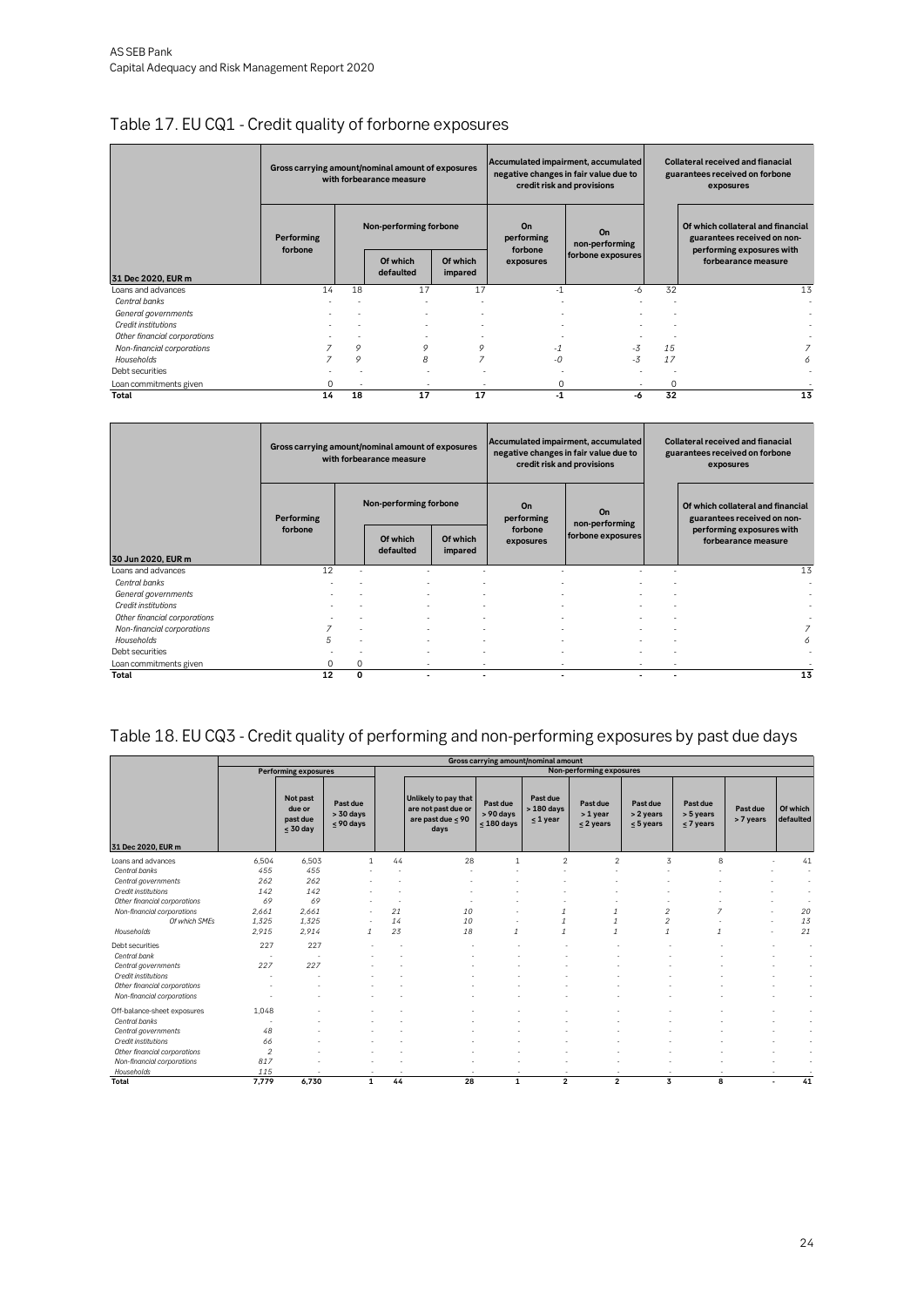## Table 17. EU CQ1 - Credit quality of forborne exposures

| 31 Dec 2020, EUR m | Gross carrying amount/nominal amount of exposures with forbearance measure | | | | Accumulated impairment, accumulated negative changes in fair value due to credit risk and provisions | | Collateral received and fianacial guarantees received on forbone exposures | |
|---|---|---|---|---|---|---|---|---|
| | Performing forbone | Non-performing forbone | | | On performing forbone exposures | On non-performing forbone exposures | | Of which collateral and financial guarantees received on non-performing exposures with forbearance measure |
| | | | Of which defaulted | Of which impared | | | | |
| Loans and advances | 14 | 18 | 17 | 17 | -1 | -6 | 32 | 13 |
| *Central banks* | - | - | - | - | - | - | - | - |
| *General governments* | - | - | - | - | - | - | - | - |
| *Credit institutions* | - | - | - | - | - | - | - | - |
| *Other financial corporations* | - | - | - | - | - | - | - | - |
| *Non-financial corporations* | *7* | *9* | *9* | *9* | *-1* | *-3* | *15* | *7* |
| *Households* | *7* | *9* | *8* | *7* | *-0* | *-3* | *17* | *6* |
| Debt securities | - | - | - | - | - | - | - | - |
| Loan commitments given | 0 | - | - | - | 0 | - | 0 | - |
| **Total** | **14** | **18** | **17** | **17** | **-1** | **-6** | **32** | **13** |

| 30 Jun 2020, EUR m | Gross carrying amount/nominal amount of exposures with forbearance measure | | | | Accumulated impairment, accumulated negative changes in fair value due to credit risk and provisions | | Collateral received and fianacial guarantees received on forbone exposures | |
|---|---|---|---|---|---|---|---|---|
| | Performing forbone | Non-performing forbone | | | On performing forbone exposures | On non-performing forbone exposures | | Of which collateral and financial guarantees received on non-performing exposures with forbearance measure |
| | | | Of which defaulted | Of which impared | | | | |
| Loans and advances | 12 | - | - | - | - | - | - | 13 |
| *Central banks* | - | - | - | - | - | - | - | - |
| *General governments* | - | - | - | - | - | - | - | - |
| *Credit institutions* | - | - | - | - | - | - | - | - |
| *Other financial corporations* | - | - | - | - | - | - | - | - |
| *Non-financial corporations* | *7* | - | - | - | - | - | - | *7* |
| *Households* | *5* | - | - | - | - | - | - | *6* |
| Debt securities | - | - | - | - | - | - | - | - |
| Loan commitments given | 0 | 0 | - | - | - | - | - | - |
| **Total** | **12** | **0** | **-** | **-** | **-** | **-** | **-** | **13** |

## Table 18. EU CQ3 - Credit quality of performing and non-performing exposures by past due days

| 31 Dec 2020, EUR m | Gross carrying amount/nominal amount | | | | | | | | | | | | |
|---|---|---|---|---|---|---|---|---|---|---|---|---|---|
| | Performing exposures | | | Non-performing exposures | | | | | | | | | |
| | | Not past due or past due ≤ 30 day | Past due > 30 days ≤ 90 days | | Unlikely to pay that are not past due or are past due ≤ 90 days | Past due > 90 days ≤ 180 days | Past due > 180 days ≤ 1 year | Past due > 1 year ≤ 2 years | Past due > 2 years ≤ 5 years | Past due > 5 years ≤ 7 years | Past due > 7 years | Of which defaulted |
| Loans and advances | 6,504 | 6,503 | 1 | 44 | 28 | 1 | 2 | 2 | 3 | 8 | - | 41 |
| *Central banks* | *455* | *455* | - | - | - | - | - | - | - | - | - | - |
| *Central governments* | *262* | *262* | - | - | - | - | - | - | - | - | - | - |
| *Credit institutions* | *142* | *142* | - | - | - | - | - | - | - | - | - | - |
| *Other financial corporations* | *69* | *69* | - | - | - | - | - | - | - | - | - | - |
| *Non-financial corporations* | *2,661* | *2,661* | - | *21* | *10* | - | *1* | *1* | *2* | *7* | - | *20* |
| *Of which SMEs* | *1,325* | *1,325* | - | *14* | *10* | - | *1* | *1* | *2* | - | - | *13* |
| *Households* | *2,915* | *2,914* | *1* | *23* | *18* | *1* | *1* | *1* | *1* | *1* | - | *21* |
| Debt securities | 227 | 227 | - | - | - | - | - | - | - | - | - | - |
| *Central bank* | - | - | - | - | - | - | - | - | - | - | - | - |
| *Central governments* | *227* | *227* | - | - | - | - | - | - | - | - | - | - |
| *Credit institutions* | - | - | - | - | - | - | - | - | - | - | - | - |
| *Other financial corporations* | - | - | - | - | - | - | - | - | - | - | - | - |
| *Non-financial corporations* | - | - | - | - | - | - | - | - | - | - | - | - |
| Off-balance-sheet exposures | 1,048 | - | - | - | - | - | - | - | - | - | - | - |
| *Central banks* | - | - | - | - | - | - | - | - | - | - | - | - |
| *Central governments* | *48* | - | - | - | - | - | - | - | - | - | - | - |
| *Credit institutions* | *66* | - | - | - | - | - | - | - | - | - | - | - |
| *Other financial corporations* | *2* | - | - | - | - | - | - | - | - | - | - | - |
| *Non-financial corporations* | *817* | - | - | - | - | - | - | - | - | - | - | - |
| *Households* | *115* | - | - | - | - | - | - | - | - | - | - | - |
| **Total** | **7,779** | **6,730** | **1** | **44** | **28** | **1** | **2** | **2** | **3** | **8** | **-** | **41** |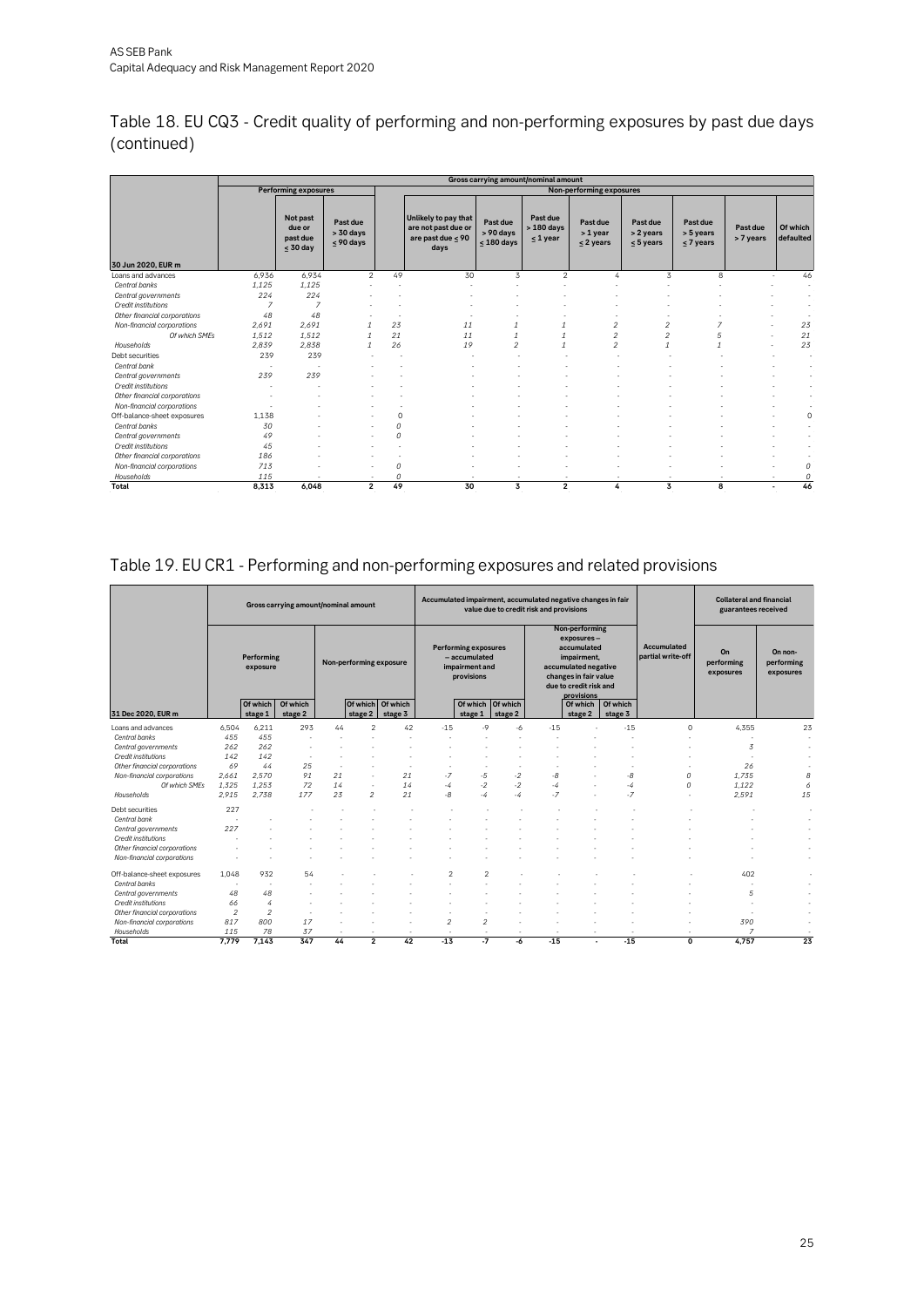# Table 18. EU CQ3 - Credit quality of performing and non-performing exposures by past due days (continued)

| 30 Jun 2020, EUR m | Gross carrying amount/nominal amount | | | | | | | | | | | |
|---|---|---|---|---|---|---|---|---|---|---|---|---|
| | Performing exposures | | | Non-performing exposures | | | | | | | | |
| | | Not past due or past due ≤ 30 day | Past due > 30 days ≤ 90 days | | Unlikely to pay that are not past due or are past due ≤ 90 days | Past due > 90 days ≤ 180 days | Past due > 180 days ≤ 1 year | Past due > 1 year ≤ 2 years | Past due > 2 years ≤ 5 years | Past due > 5 years ≤ 7 years | Past due > 7 years | Of which defaulted |
| Loans and advances | 6,936 | 6,934 | 2 | 49 | 30 | 3 | 2 | 4 | 3 | 8 | - | 46 |
| *Central banks* | *1,125* | *1,125* | - | - | - | - | - | - | - | - | - | - |
| *Central governments* | *224* | *224* | - | - | - | - | - | - | - | - | - | - |
| *Credit institutions* | *7* | *7* | - | - | - | - | - | - | - | - | - | - |
| *Other financial corporations* | *48* | *48* | - | - | - | - | - | - | - | - | - | - |
| *Non-financial corporations* | *2,691* | *2,691* | *1* | *23* | *11* | *1* | *1* | *2* | *2* | *7* | - | *23* |
| *Of which SMEs* | *1,512* | *1,512* | *1* | *21* | *11* | *1* | *1* | *2* | *2* | *5* | - | *21* |
| *Households* | *2,839* | *2,838* | *1* | *26* | *19* | *2* | *1* | *2* | *1* | *1* | - | *23* |
| Debt securities | 239 | 239 | - | - | - | - | - | - | - | - | - | - |
| *Central bank* | - | - | - | - | - | - | - | - | - | - | - | - |
| *Central governments* | *239* | *239* | - | - | - | - | - | - | - | - | - | - |
| *Credit institutions* | - | - | - | - | - | - | - | - | - | - | - | - |
| *Other financial corporations* | - | - | - | - | - | - | - | - | - | - | - | - |
| *Non-financial corporations* | - | - | - | - | - | - | - | - | - | - | - | - |
| Off-balance-sheet exposures | 1,138 | - | - | 0 | - | - | - | - | - | - | - | 0 |
| *Central banks* | *30* | - | - | *0* | - | - | - | - | - | - | - | - |
| *Central governments* | *49* | - | - | *0* | - | - | - | - | - | - | - | - |
| *Credit institutions* | *45* | - | - | - | - | - | - | - | - | - | - | - |
| *Other financial corporations* | *186* | - | - | - | - | - | - | - | - | - | - | - |
| *Non-financial corporations* | *713* | - | - | *0* | - | - | - | - | - | - | - | *0* |
| *Households* | *115* | - | - | *0* | - | - | - | - | - | - | - | *0* |
| **Total** | **8,313** | **6,048** | **2** | **49** | **30** | **3** | **2** | **4** | **3** | **8** | **-** | **46** |

# Table 19. EU CR1 - Performing and non-performing exposures and related provisions

| 31 Dec 2020, EUR m | Gross carrying amount/nominal amount | | | | | | Accumulated impairment, accumulated negative changes in fair value due to credit risk and provisions | | | | | | Accumulated partial write-off | Collateral and financial guarantees received | |
|---|---|---|---|---|---|---|---|---|---|---|---|---|---|---|---|
| | Performing exposure | | | Non-performing exposure | | | Performing exposures – accumulated impairment and provisions | | | Non-performing exposures – accumulated impairment, accumulated negative changes in fair value due to credit risk and provisions | | | | On performing exposures | On non-performing exposures |
| | | Of which stage 1 | Of which stage 2 | | Of which stage 2 | Of which stage 3 | | Of which stage 1 | Of which stage 2 | | Of which stage 2 | Of which stage 3 | | | |
| Loans and advances | 6,504 | 6,211 | 293 | 44 | 2 | 42 | -15 | -9 | -6 | -15 | - | -15 | 0 | 4,355 | 23 |
| *Central banks* | *455* | *455* | - | - | - | - | - | - | - | - | - | - | - | - | - |
| *Central governments* | *262* | *262* | - | - | - | - | - | - | - | - | - | - | - | *3* | - |
| *Credit institutions* | *142* | *142* | - | - | - | - | - | - | - | - | - | - | - | - | - |
| *Other financial corporations* | *69* | *44* | *25* | - | - | - | - | - | - | - | - | - | - | *26* | - |
| *Non-financial corporations* | *2,661* | *2,570* | *91* | *21* | - | *21* | *-7* | *-5* | *-2* | *-8* | - | *-8* | *0* | *1,735* | *8* |
| *Of which SMEs* | *1,325* | *1,253* | *72* | *14* | - | *14* | *-4* | *-2* | *-2* | *-4* | - | *-4* | *0* | *1,122* | *6* |
| *Households* | *2,915* | *2,738* | *177* | *23* | *2* | *21* | *-8* | *-4* | *-4* | *-7* | - | *-7* | - | *2,591* | *15* |
| Debt securities | 227 | - | - | - | - | - | - | - | - | - | - | - | - | - | - |
| *Central bank* | - | - | - | - | - | - | - | - | - | - | - | - | - | - | - |
| *Central governments* | *227* | - | - | - | - | - | - | - | - | - | - | - | - | - | - |
| *Credit institutions* | - | - | - | - | - | - | - | - | - | - | - | - | - | - | - |
| *Other financial corporations* | - | - | - | - | - | - | - | - | - | - | - | - | - | - | - |
| *Non-financial corporations* | - | - | - | - | - | - | - | - | - | - | - | - | - | - | - |
| Off-balance-sheet exposures | 1,048 | 932 | 54 | - | - | - | 2 | 2 | - | - | - | - | - | 402 | - |
| *Central banks* | - | - | - | - | - | - | - | - | - | - | - | - | - | - | - |
| *Central governments* | *48* | *48* | - | - | - | - | - | - | - | - | - | - | - | *5* | - |
| *Credit institutions* | *66* | *4* | - | - | - | - | - | - | - | - | - | - | - | - | - |
| *Other financial corporations* | *2* | *2* | - | - | - | - | - | - | - | - | - | - | - | - | - |
| *Non-financial corporations* | *817* | *800* | *17* | - | - | - | *2* | *2* | - | - | - | - | - | *390* | - |
| *Households* | *115* | *78* | *37* | - | - | - | - | - | - | - | - | - | - | *7* | - |
| **Total** | **7,779** | **7,143** | **347** | **44** | **2** | **42** | **-13** | **-7** | **-6** | **-15** | **-** | **-15** | **0** | **4,757** | **23** |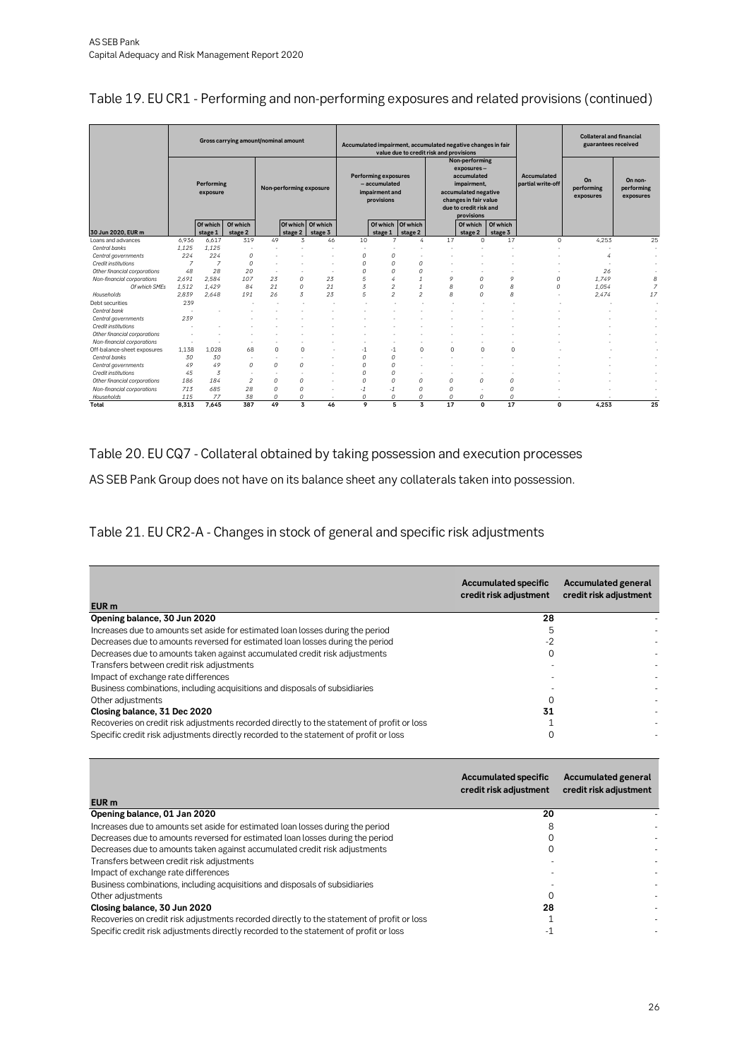AS SEB Pank
Capital Adequacy and Risk Management Report 2020

## Table 19. EU CR1 - Performing and non-performing exposures and related provisions (continued)

| 30 Jun 2020, EUR m | Gross carrying amount/nominal amount | | | | | | Accumulated impairment, accumulated negative changes in fair value due to credit risk and provisions | | | | | | Accumulated partial write-off | Collateral and financial guarantees received | |
|---|---|---|---|---|---|---|---|---|---|---|---|---|---|---|---|
| | Performing exposure | | | Non-performing exposure | | | Performing exposures – accumulated impairment and provisions | | | Non-performing exposures – accumulated impairment, accumulated negative changes in fair value due to credit risk and provisions | | | | On performing exposures | On non-performing exposures |
| | | Of which stage 1 | Of which stage 2 | | Of which stage 2 | Of which stage 3 | | Of which stage 1 | Of which stage 2 | | Of which stage 2 | Of which stage 3 | | | |
| Loans and advances | 6,936 | 6,617 | 319 | 49 | 3 | 46 | 10 | 7 | 4 | 17 | 0 | 17 | 0 | 4,253 | 25 |
| *Central banks* | *1,125* | *1,125* | - | - | - | - | - | - | - | - | - | - | - | - | - |
| *Central governments* | *224* | *224* | *0* | - | - | - | *0* | *0* | - | - | - | - | - | *4* | - |
| *Credit institutions* | *7* | *7* | *0* | - | - | - | *0* | *0* | *0* | - | - | - | - | - | - |
| *Other financial corporations* | *48* | *28* | *20* | - | - | - | *0* | *0* | *0* | - | - | - | - | *26* | - |
| *Non-financial corporations* | *2,691* | *2,584* | *107* | *23* | *0* | *23* | *5* | *4* | *1* | *9* | *0* | *9* | *0* | *1,749* | *8* |
| *Of which SMEs* | *1,512* | *1,429* | *84* | *21* | *0* | *21* | *3* | *2* | *1* | *8* | *0* | *8* | *0* | *1,054* | *7* |
| *Households* | *2,839* | *2,648* | *191* | *26* | *3* | *23* | *5* | *2* | *2* | *8* | *0* | *8* | - | *2,474* | *17* |
| Debt securities | 239 | | | - | - | - | - | - | - | - | - | - | - | - | - |
| *Central bank* | - | - | - | - | - | - | - | - | - | - | - | - | - | - | - |
| *Central governments* | *239* | - | - | - | - | - | - | - | - | - | - | - | - | - | - |
| *Credit institutions* | - | - | - | - | - | - | - | - | - | - | - | - | - | - | - |
| *Other financial corporations* | - | - | - | - | - | - | - | - | - | - | - | - | - | - | - |
| *Non-financial corporations* | - | - | - | - | - | - | - | - | - | - | - | - | - | - | - |
| Off-balance-sheet exposures | 1,138 | 1,028 | 68 | 0 | 0 | - | -1 | -1 | 0 | 0 | 0 | 0 | | - | - |
| *Central banks* | *30* | *30* | - | - | - | - | *0* | *0* | - | - | - | - | | - | - |
| *Central governments* | *49* | *49* | *0* | *0* | *0* | - | *0* | *0* | - | - | - | - | | - | - |
| *Credit institutions* | *45* | *3* | - | - | - | - | *0* | *0* | - | - | - | - | | - | - |
| *Other financial corporations* | *186* | *184* | *2* | *0* | *0* | - | *0* | *0* | *0* | *0* | *0* | *0* | | - | - |
| *Non-financial corporations* | *713* | *685* | *28* | *0* | *0* | - | *-1* | *-1* | *0* | *0* | - | *0* | | - | - |
| *Households* | *115* | *77* | *38* | *0* | *0* | - | *0* | *0* | *0* | *0* | *0* | *0* | | - | - |
| **Total** | **8,313** | **7,645** | **387** | **49** | **3** | **46** | **9** | **5** | **3** | **17** | **0** | **17** | **0** | **4,253** | **25** |

## Table 20. EU CQ7 - Collateral obtained by taking possession and execution processes

AS SEB Pank Group does not have on its balance sheet any collaterals taken into possession.

## Table 21. EU CR2-A - Changes in stock of general and specific risk adjustments

| EUR m | Accumulated specific credit risk adjustment | Accumulated general credit risk adjustment |
|---|---|---|
| **Opening balance, 30 Jun 2020** | **28** | - |
| Increases due to amounts set aside for estimated loan losses during the period | 5 | - |
| Decreases due to amounts reversed for estimated loan losses during the period | -2 | - |
| Decreases due to amounts taken against accumulated credit risk adjustments | 0 | - |
| Transfers between credit risk adjustments | - | - |
| Impact of exchange rate differences | - | - |
| Business combinations, including acquisitions and disposals of subsidiaries | - | - |
| Other adjustments | 0 | - |
| **Closing balance, 31 Dec 2020** | **31** | - |
| Recoveries on credit risk adjustments recorded directly to the statement of profit or loss | 1 | - |
| Specific credit risk adjustments directly recorded to the statement of profit or loss | 0 | - |

| EUR m | Accumulated specific credit risk adjustment | Accumulated general credit risk adjustment |
|---|---|---|
| **Opening balance, 01 Jan 2020** | **20** | - |
| Increases due to amounts set aside for estimated loan losses during the period | 8 | - |
| Decreases due to amounts reversed for estimated loan losses during the period | 0 | - |
| Decreases due to amounts taken against accumulated credit risk adjustments | 0 | - |
| Transfers between credit risk adjustments | - | - |
| Impact of exchange rate differences | - | - |
| Business combinations, including acquisitions and disposals of subsidiaries | - | - |
| Other adjustments | 0 | - |
| **Closing balance, 30 Jun 2020** | **28** | - |
| Recoveries on credit risk adjustments recorded directly to the statement of profit or loss | 1 | - |
| Specific credit risk adjustments directly recorded to the statement of profit or loss | -1 | - |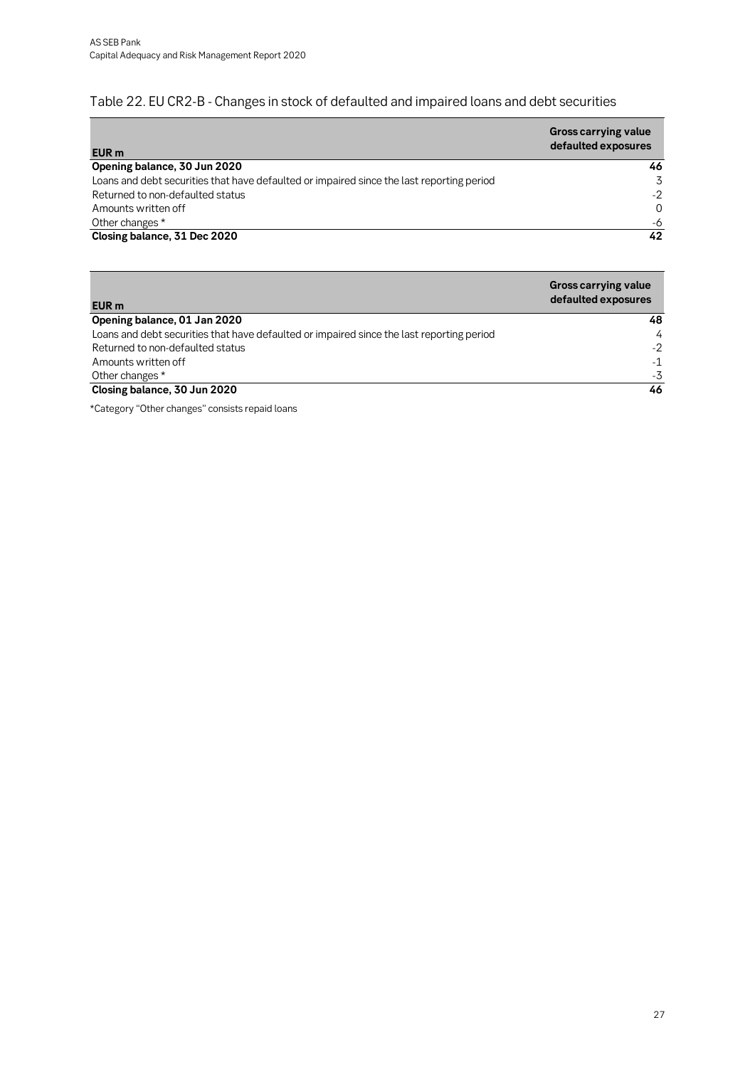## Table 22. EU CR2-B - Changes in stock of defaulted and impaired loans and debt securities

| EUR m | Gross carrying value defaulted exposures |
|---|---|
| **Opening balance, 30 Jun 2020** | **46** |
| Loans and debt securities that have defaulted or impaired since the last reporting period | 3 |
| Returned to non-defaulted status | -2 |
| Amounts written off | 0 |
| Other changes * | -6 |
| **Closing balance, 31 Dec 2020** | **42** |

| EUR m | Gross carrying value defaulted exposures |
|---|---|
| **Opening balance, 01 Jan 2020** | **48** |
| Loans and debt securities that have defaulted or impaired since the last reporting period | 4 |
| Returned to non-defaulted status | -2 |
| Amounts written off | -1 |
| Other changes * | -3 |
| **Closing balance, 30 Jun 2020** | **46** |

*Category "Other changes" consists repaid loans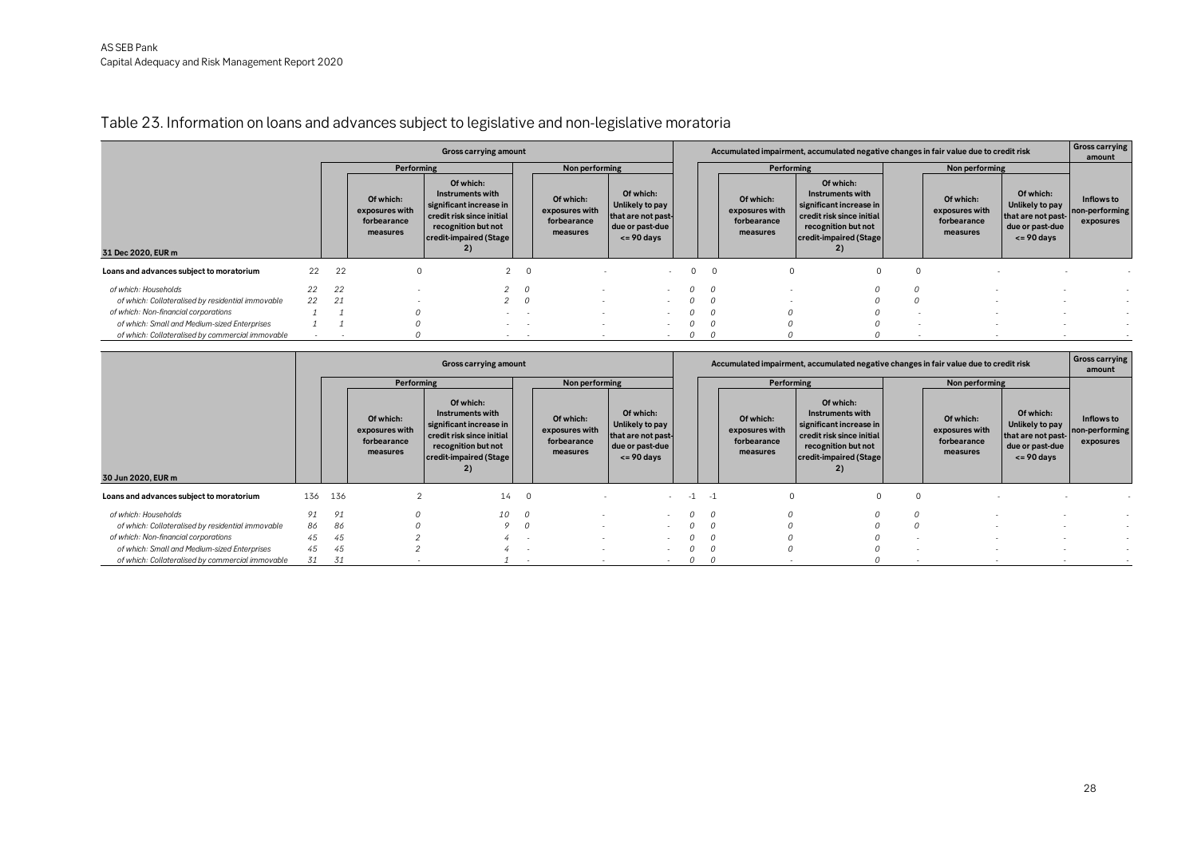## Table 23. Information on loans and advances subject to legislative and non-legislative moratoria

| 31 Dec 2020, EUR m | Gross carrying amount | | | | | | | Accumulated impairment, accumulated negative changes in fair value due to credit risk | | | | | | | Gross carrying amount |
|---|---|---|---|---|---|---|---|---|---|---|---|---|---|---|---|
| | | Performing | | | Non performing | | | | Performing | | | Non performing | | | |
| | | | Of which: exposures with forbearance measures | Of which: Instruments with significant increase in credit risk since initial recognition but not credit-impaired (Stage 2) | | Of which: exposures with forbearance measures | Of which: Unlikely to pay that are not past-due or past-due <= 90 days | | | Of which: exposures with forbearance measures | Of which: Instruments with significant increase in credit risk since initial recognition but not credit-impaired (Stage 2) | | Of which: exposures with forbearance measures | Of which: Unlikely to pay that are not past-due or past-due <= 90 days | Inflows to non-performing exposures |
| **Loans and advances subject to moratorium** | 22 | 22 | 0 | 2 | 0 | - | - | 0 | 0 | 0 | 0 | 0 | - | - | - |
| *of which: Households* | 22 | 22 | - | 2 | 0 | - | - | 0 | 0 | - | 0 | 0 | - | - | - |
| *of which: Collateralised by residential immovable* | 22 | 21 | - | 2 | 0 | - | - | 0 | 0 | - | 0 | 0 | - | - | - |
| *of which: Non-financial corporations* | 1 | 1 | 0 | - | - | - | - | 0 | 0 | 0 | 0 | - | - | - | - |
| *of which: Small and Medium-sized Enterprises* | 1 | 1 | 0 | - | - | - | - | 0 | 0 | 0 | 0 | - | - | - | - |
| *of which: Collateralised by commercial immovable* | - | - | 0 | - | - | - | - | 0 | 0 | 0 | 0 | - | - | - | - |

| 30 Jun 2020, EUR m | Gross carrying amount | | | | | | | Accumulated impairment, accumulated negative changes in fair value due to credit risk | | | | | | | Gross carrying amount |
|---|---|---|---|---|---|---|---|---|---|---|---|---|---|---|---|
| | | Performing | | | Non performing | | | | Performing | | | Non performing | | | |
| | | | Of which: exposures with forbearance measures | Of which: Instruments with significant increase in credit risk since initial recognition but not credit-impaired (Stage 2) | | Of which: exposures with forbearance measures | Of which: Unlikely to pay that are not past-due or past-due <= 90 days | | | Of which: exposures with forbearance measures | Of which: Instruments with significant increase in credit risk since initial recognition but not credit-impaired (Stage 2) | | Of which: exposures with forbearance measures | Of which: Unlikely to pay that are not past-due or past-due <= 90 days | Inflows to non-performing exposures |
| **Loans and advances subject to moratorium** | 136 | 136 | 2 | 14 | 0 | - | - | -1 | -1 | 0 | 0 | 0 | - | - | - |
| *of which: Households* | 91 | 91 | 0 | 10 | 0 | - | - | 0 | 0 | 0 | 0 | 0 | - | - | - |
| *of which: Collateralised by residential immovable* | 86 | 86 | 0 | 9 | 0 | - | - | 0 | 0 | 0 | 0 | 0 | - | - | - |
| *of which: Non-financial corporations* | 45 | 45 | 2 | 4 | - | - | - | 0 | 0 | 0 | 0 | - | - | - | - |
| *of which: Small and Medium-sized Enterprises* | 45 | 45 | 2 | 4 | - | - | - | 0 | 0 | 0 | 0 | - | - | - | - |
| *of which: Collateralised by commercial immovable* | 31 | 31 | - | 1 | - | - | - | 0 | 0 | - | 0 | - | - | - | - |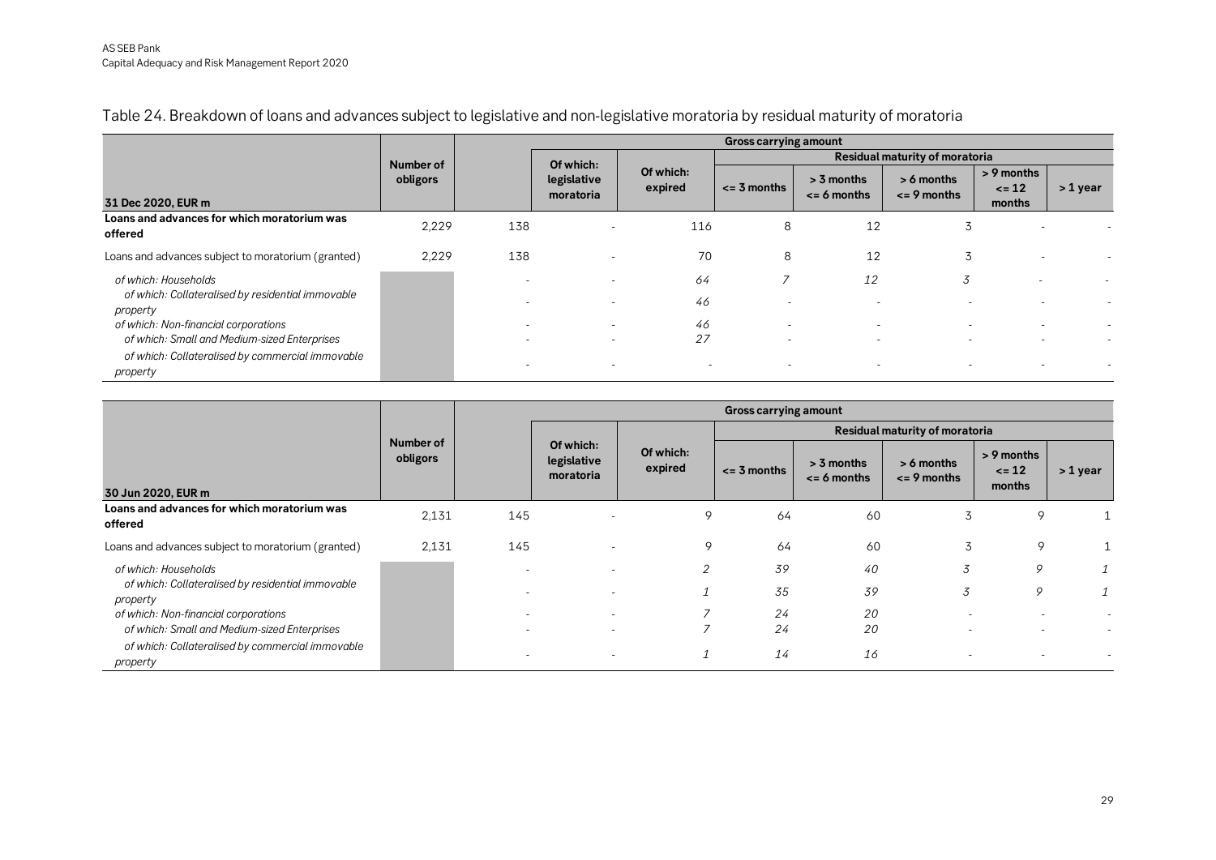## Table 24. Breakdown of loans and advances subject to legislative and non-legislative moratoria by residual maturity of moratoria

| 31 Dec 2020, EUR m | Number of obligors | Gross carrying amount | | | | | | | |
|---|---|---|---|---|---|---|---|---|---|
| | | | Of which: legislative moratoria | Of which: expired | Residual maturity of moratoria | | | | |
| | | | | | <= 3 months | > 3 months <= 6 months | > 6 months <= 9 months | > 9 months <= 12 months | > 1 year |
| **Loans and advances for which moratorium was offered** | 2,229 | 138 | - | 116 | 8 | 12 | 3 | - | - |
| Loans and advances subject to moratorium (granted) | 2,229 | 138 | - | 70 | 8 | 12 | 3 | - | - |
| *of which: Households* | | - | - | *64* | *7* | *12* | *3* | - | - |
| *of which: Collateralised by residential immovable property* | | - | - | *46* | - | - | - | - | - |
| *of which: Non-financial corporations* | | - | - | *46* | - | - | - | - | - |
| *of which: Small and Medium-sized Enterprises* | | - | - | *27* | - | - | - | - | - |
| *of which: Collateralised by commercial immovable property* | | - | - | - | - | - | - | - | - |

| 30 Jun 2020, EUR m | Number of obligors | Gross carrying amount | | | | | | | |
|---|---|---|---|---|---|---|---|---|---|
| | | | Of which: legislative moratoria | Of which: expired | Residual maturity of moratoria | | | | |
| | | | | | <= 3 months | > 3 months <= 6 months | > 6 months <= 9 months | > 9 months <= 12 months | > 1 year |
| **Loans and advances for which moratorium was offered** | 2,131 | 145 | - | 9 | 64 | 60 | 3 | 9 | 1 |
| Loans and advances subject to moratorium (granted) | 2,131 | 145 | - | 9 | 64 | 60 | 3 | 9 | 1 |
| *of which: Households* | | - | - | *2* | *39* | *40* | *3* | *9* | *1* |
| *of which: Collateralised by residential immovable property* | | - | - | *1* | *35* | *39* | *3* | *9* | *1* |
| *of which: Non-financial corporations* | | - | - | *7* | *24* | *20* | - | - | - |
| *of which: Small and Medium-sized Enterprises* | | - | - | *7* | *24* | *20* | - | - | - |
| *of which: Collateralised by commercial immovable property* | | - | - | *1* | *14* | *16* | - | - | - |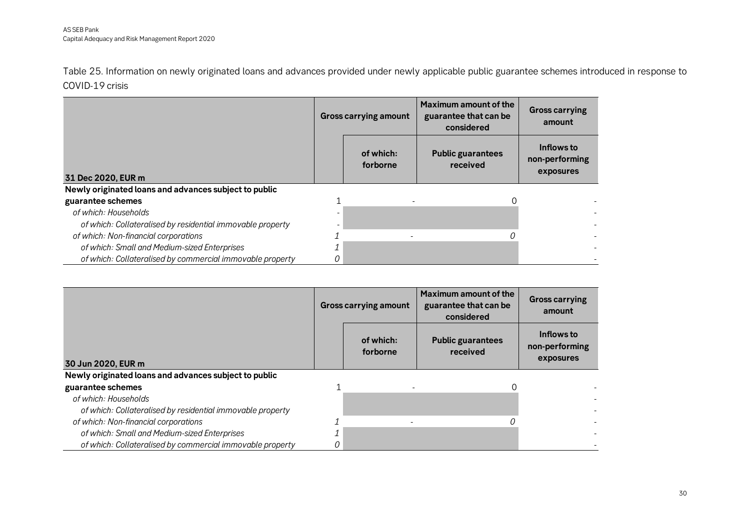Table 25. Information on newly originated loans and advances provided under newly applicable public guarantee schemes introduced in response to COVID-19 crisis

| 31 Dec 2020, EUR m | Gross carrying amount | | Maximum amount of the guarantee that can be considered | Gross carrying amount |
|---|---|---|---|---|
| | | of which: forborne | Public guarantees received | Inflows to non-performing exposures |
| **Newly originated loans and advances subject to public guarantee schemes** | 1 | - | 0 | - |
| *of which: Households* | - | | | - |
| *of which: Collateralised by residential immovable property* | - | | | - |
| *of which: Non-financial corporations* | *1* | - | *0* | - |
| *of which: Small and Medium-sized Enterprises* | *1* | | | - |
| *of which: Collateralised by commercial immovable property* | *0* | | | - |

| 30 Jun 2020, EUR m | Gross carrying amount | | Maximum amount of the guarantee that can be considered | Gross carrying amount |
|---|---|---|---|---|
| | | of which: forborne | Public guarantees received | Inflows to non-performing exposures |
| **Newly originated loans and advances subject to public guarantee schemes** | 1 | - | 0 | - |
| *of which: Households* | | | | - |
| *of which: Collateralised by residential immovable property* | | | | - |
| *of which: Non-financial corporations* | *1* | - | *0* | - |
| *of which: Small and Medium-sized Enterprises* | *1* | | | - |
| *of which: Collateralised by commercial immovable property* | *0* | | | - |